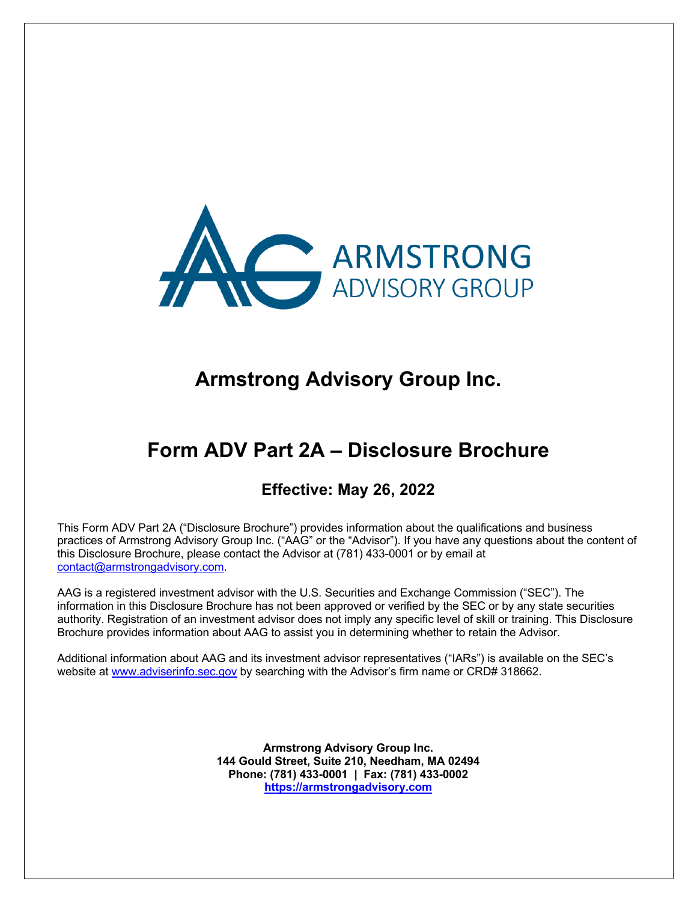# Armstrong Advisory Group Inc.

# Form ADV Part 2A – Disclosure Brochure

## Effective: May 26, 2022

This Form ADV Part 2A ("Disclosure Brochure") provides information about the qualifications and business practices of Armstrong Advisory Group Inc. ("AAG" or the "Advisor"). If you have any questions about the content of this Disclosure Brochure, please contact the Advisor at (781) 433-0001 or by email at contact@armstrongadvisory.com.

AAG is a registered investment advisor with the U.S. Securities and Exchange Commission ("SEC"). The information in this Disclosure Brochure has not been approved or verified by the SEC or by any state securities authority. Registration of an investment advisor does not imply any specific level of skill or training. This Disclosure Brochure provides information about AAG to assist you in determining whether to retain the Advisor.

Additional information about AAG and its investment advisor representatives ("IARs") is available on the SEC's website at www.adviserinfo.sec.gov by searching with the Advisor's firm name or CRD# 318662.

**Armstrong Advisory Group Inc.**
**144 Gould Street, Suite 210, Needham, MA 02494**
**Phone: (781) 433-0001 | Fax: (781) 433-0002**
**https://armstrongadvisory.com**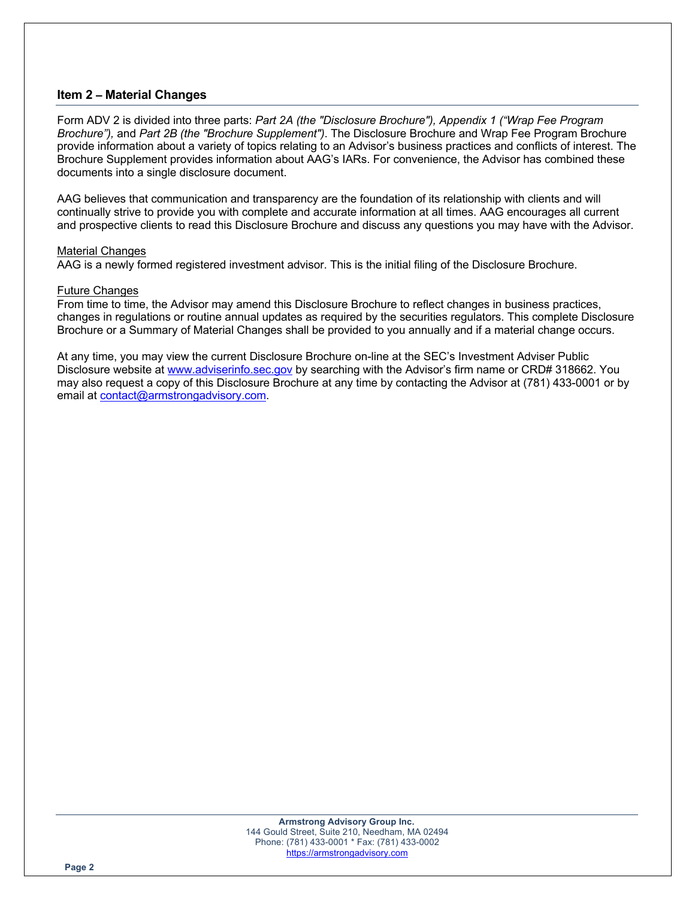## Item 2 – Material Changes

Form ADV 2 is divided into three parts: *Part 2A (the "Disclosure Brochure"), Appendix 1 ("Wrap Fee Program Brochure"),* and *Part 2B (the "Brochure Supplement")*. The Disclosure Brochure and Wrap Fee Program Brochure provide information about a variety of topics relating to an Advisor's business practices and conflicts of interest. The Brochure Supplement provides information about AAG's IARs. For convenience, the Advisor has combined these documents into a single disclosure document.

AAG believes that communication and transparency are the foundation of its relationship with clients and will continually strive to provide you with complete and accurate information at all times. AAG encourages all current and prospective clients to read this Disclosure Brochure and discuss any questions you may have with the Advisor.

<u>Material Changes</u>

AAG is a newly formed registered investment advisor. This is the initial filing of the Disclosure Brochure.

<u>Future Changes</u>

From time to time, the Advisor may amend this Disclosure Brochure to reflect changes in business practices, changes in regulations or routine annual updates as required by the securities regulators. This complete Disclosure Brochure or a Summary of Material Changes shall be provided to you annually and if a material change occurs.

At any time, you may view the current Disclosure Brochure on-line at the SEC's Investment Adviser Public Disclosure website at [www.adviserinfo.sec.gov](http://www.adviserinfo.sec.gov) by searching with the Advisor's firm name or CRD# 318662. You may also request a copy of this Disclosure Brochure at any time by contacting the Advisor at (781) 433-0001 or by email at [contact@armstrongadvisory.com](mailto:contact@armstrongadvisory.com).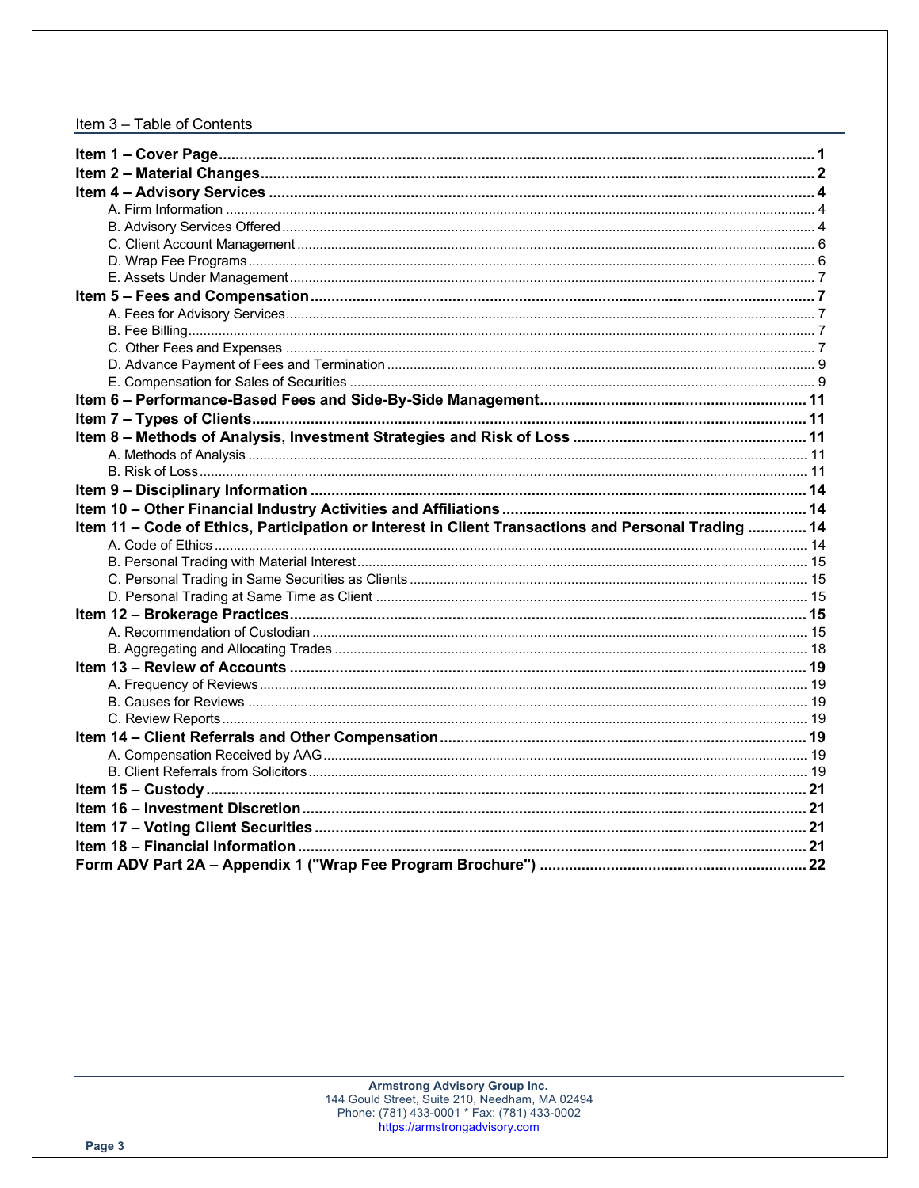## Item 3 – Table of Contents

**Item 1 – Cover Page** ..... **1**
**Item 2 – Material Changes** ..... **2**
**Item 4 – Advisory Services** ..... **4**
- A. Firm Information ..... 4
- B. Advisory Services Offered ..... 4
- C. Client Account Management ..... 6
- D. Wrap Fee Programs ..... 6
- E. Assets Under Management ..... 7

**Item 5 – Fees and Compensation** ..... **7**
- A. Fees for Advisory Services ..... 7
- B. Fee Billing ..... 7
- C. Other Fees and Expenses ..... 7
- D. Advance Payment of Fees and Termination ..... 9
- E. Compensation for Sales of Securities ..... 9

**Item 6 – Performance-Based Fees and Side-By-Side Management** ..... **11**
**Item 7 – Types of Clients** ..... **11**
**Item 8 – Methods of Analysis, Investment Strategies and Risk of Loss** ..... **11**
- A. Methods of Analysis ..... 11
- B. Risk of Loss ..... 11

**Item 9 – Disciplinary Information** ..... **14**
**Item 10 – Other Financial Industry Activities and Affiliations** ..... **14**
**Item 11 – Code of Ethics, Participation or Interest in Client Transactions and Personal Trading** ..... **14**
- A. Code of Ethics ..... 14
- B. Personal Trading with Material Interest ..... 15
- C. Personal Trading in Same Securities as Clients ..... 15
- D. Personal Trading at Same Time as Client ..... 15

**Item 12 – Brokerage Practices** ..... **15**
- A. Recommendation of Custodian ..... 15
- B. Aggregating and Allocating Trades ..... 18

**Item 13 – Review of Accounts** ..... **19**
- A. Frequency of Reviews ..... 19
- B. Causes for Reviews ..... 19
- C. Review Reports ..... 19

**Item 14 – Client Referrals and Other Compensation** ..... **19**
- A. Compensation Received by AAG ..... 19
- B. Client Referrals from Solicitors ..... 19

**Item 15 – Custody** ..... **21**
**Item 16 – Investment Discretion** ..... **21**
**Item 17 – Voting Client Securities** ..... **21**
**Item 18 – Financial Information** ..... **21**
**Form ADV Part 2A – Appendix 1 ("Wrap Fee Program Brochure")** ..... **22**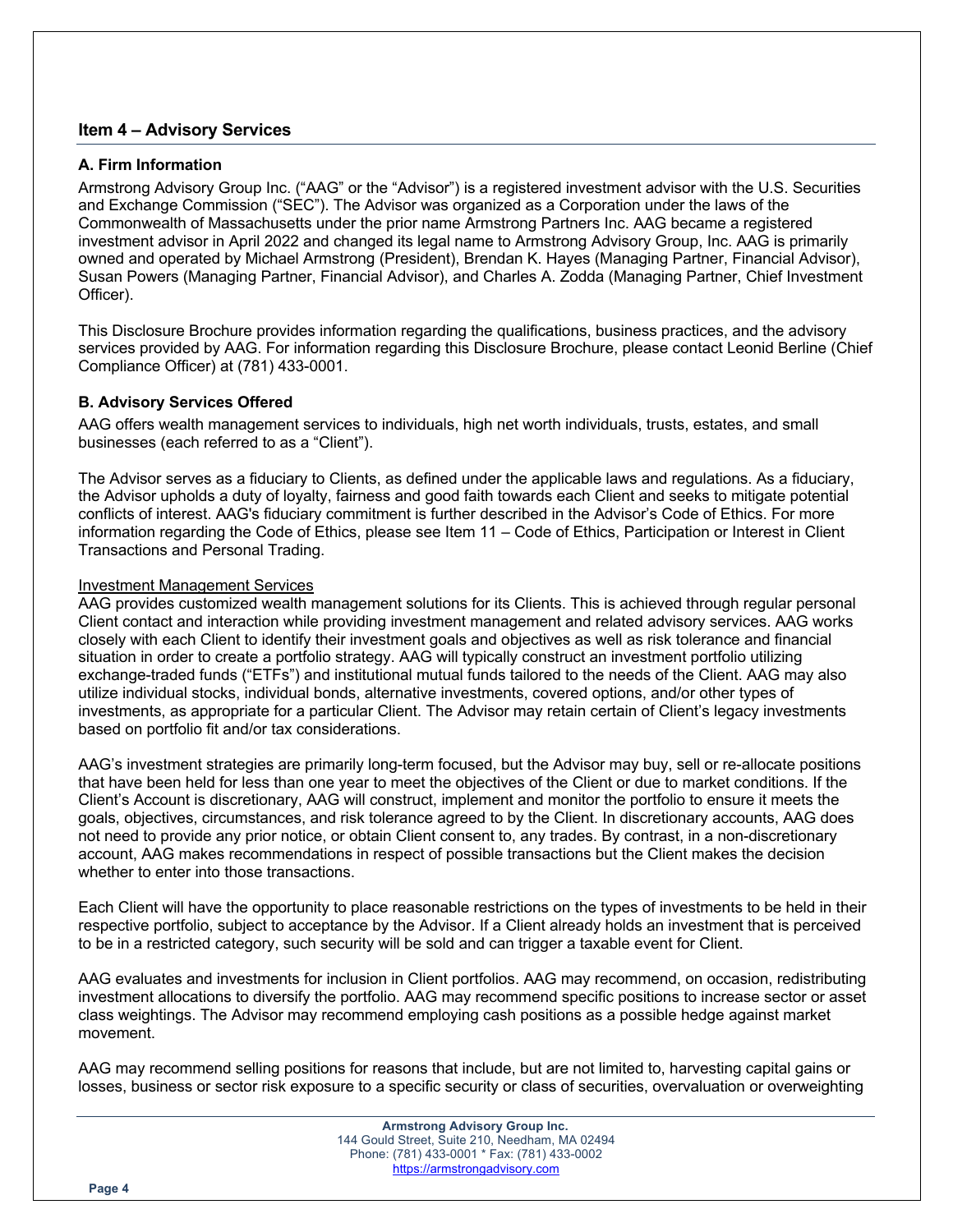## Item 4 – Advisory Services

### A. Firm Information

Armstrong Advisory Group Inc. ("AAG" or the "Advisor") is a registered investment advisor with the U.S. Securities and Exchange Commission ("SEC"). The Advisor was organized as a Corporation under the laws of the Commonwealth of Massachusetts under the prior name Armstrong Partners Inc. AAG became a registered investment advisor in April 2022 and changed its legal name to Armstrong Advisory Group, Inc. AAG is primarily owned and operated by Michael Armstrong (President), Brendan K. Hayes (Managing Partner, Financial Advisor), Susan Powers (Managing Partner, Financial Advisor), and Charles A. Zodda (Managing Partner, Chief Investment Officer).

This Disclosure Brochure provides information regarding the qualifications, business practices, and the advisory services provided by AAG. For information regarding this Disclosure Brochure, please contact Leonid Berline (Chief Compliance Officer) at (781) 433-0001.

### B. Advisory Services Offered

AAG offers wealth management services to individuals, high net worth individuals, trusts, estates, and small businesses (each referred to as a "Client").

The Advisor serves as a fiduciary to Clients, as defined under the applicable laws and regulations. As a fiduciary, the Advisor upholds a duty of loyalty, fairness and good faith towards each Client and seeks to mitigate potential conflicts of interest. AAG's fiduciary commitment is further described in the Advisor's Code of Ethics. For more information regarding the Code of Ethics, please see Item 11 – Code of Ethics, Participation or Interest in Client Transactions and Personal Trading.

Investment Management Services

AAG provides customized wealth management solutions for its Clients. This is achieved through regular personal Client contact and interaction while providing investment management and related advisory services. AAG works closely with each Client to identify their investment goals and objectives as well as risk tolerance and financial situation in order to create a portfolio strategy. AAG will typically construct an investment portfolio utilizing exchange-traded funds ("ETFs") and institutional mutual funds tailored to the needs of the Client. AAG may also utilize individual stocks, individual bonds, alternative investments, covered options, and/or other types of investments, as appropriate for a particular Client. The Advisor may retain certain of Client's legacy investments based on portfolio fit and/or tax considerations.

AAG's investment strategies are primarily long-term focused, but the Advisor may buy, sell or re-allocate positions that have been held for less than one year to meet the objectives of the Client or due to market conditions. If the Client's Account is discretionary, AAG will construct, implement and monitor the portfolio to ensure it meets the goals, objectives, circumstances, and risk tolerance agreed to by the Client. In discretionary accounts, AAG does not need to provide any prior notice, or obtain Client consent to, any trades. By contrast, in a non-discretionary account, AAG makes recommendations in respect of possible transactions but the Client makes the decision whether to enter into those transactions.

Each Client will have the opportunity to place reasonable restrictions on the types of investments to be held in their respective portfolio, subject to acceptance by the Advisor. If a Client already holds an investment that is perceived to be in a restricted category, such security will be sold and can trigger a taxable event for Client.

AAG evaluates and investments for inclusion in Client portfolios. AAG may recommend, on occasion, redistributing investment allocations to diversify the portfolio. AAG may recommend specific positions to increase sector or asset class weightings. The Advisor may recommend employing cash positions as a possible hedge against market movement.

AAG may recommend selling positions for reasons that include, but are not limited to, harvesting capital gains or losses, business or sector risk exposure to a specific security or class of securities, overvaluation or overweighting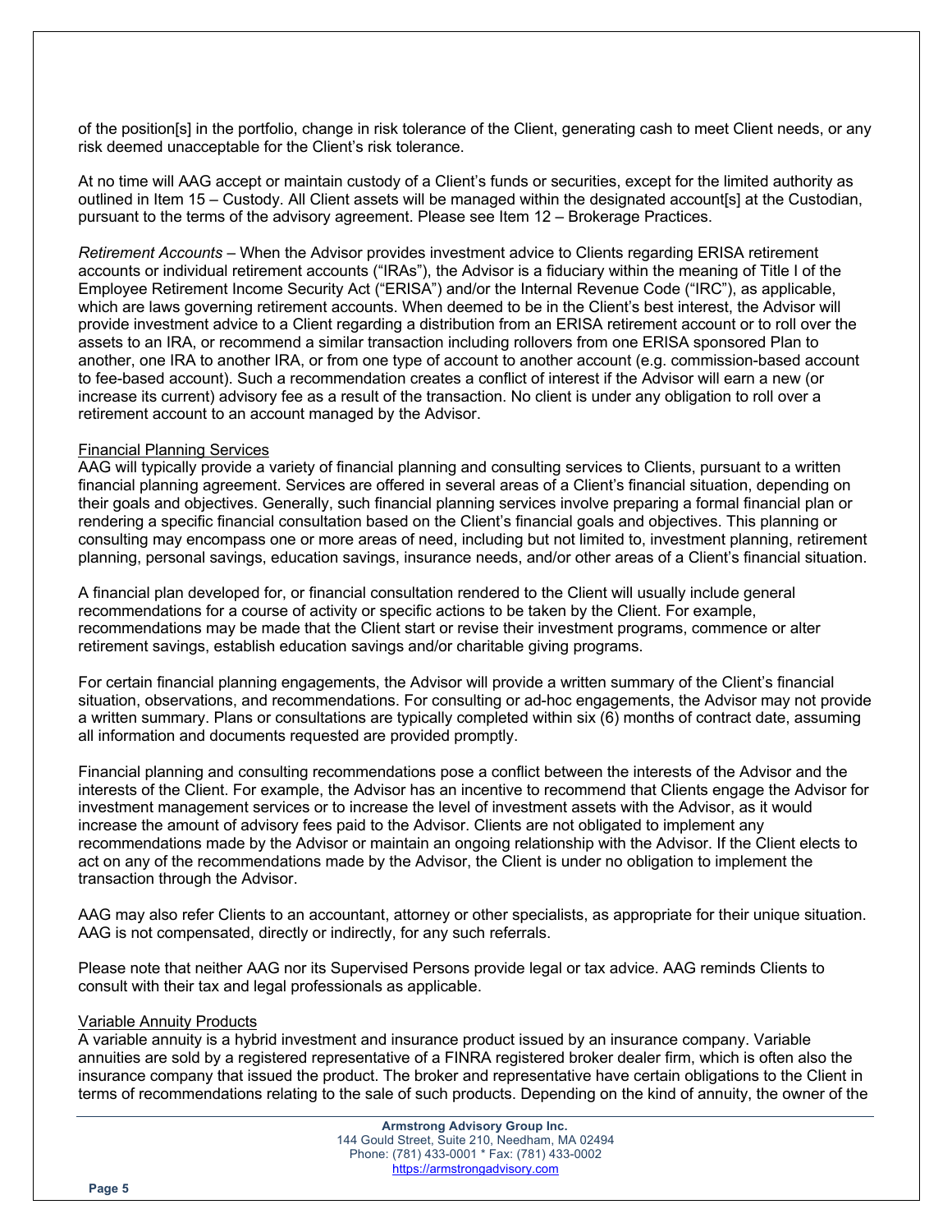of the position[s] in the portfolio, change in risk tolerance of the Client, generating cash to meet Client needs, or any risk deemed unacceptable for the Client's risk tolerance.

At no time will AAG accept or maintain custody of a Client's funds or securities, except for the limited authority as outlined in Item 15 – Custody. All Client assets will be managed within the designated account[s] at the Custodian, pursuant to the terms of the advisory agreement. Please see Item 12 – Brokerage Practices.

*Retirement Accounts* – When the Advisor provides investment advice to Clients regarding ERISA retirement accounts or individual retirement accounts ("IRAs"), the Advisor is a fiduciary within the meaning of Title I of the Employee Retirement Income Security Act ("ERISA") and/or the Internal Revenue Code ("IRC"), as applicable, which are laws governing retirement accounts. When deemed to be in the Client's best interest, the Advisor will provide investment advice to a Client regarding a distribution from an ERISA retirement account or to roll over the assets to an IRA, or recommend a similar transaction including rollovers from one ERISA sponsored Plan to another, one IRA to another IRA, or from one type of account to another account (e.g. commission-based account to fee-based account). Such a recommendation creates a conflict of interest if the Advisor will earn a new (or increase its current) advisory fee as a result of the transaction. No client is under any obligation to roll over a retirement account to an account managed by the Advisor.

<u>Financial Planning Services</u>

AAG will typically provide a variety of financial planning and consulting services to Clients, pursuant to a written financial planning agreement. Services are offered in several areas of a Client's financial situation, depending on their goals and objectives. Generally, such financial planning services involve preparing a formal financial plan or rendering a specific financial consultation based on the Client's financial goals and objectives. This planning or consulting may encompass one or more areas of need, including but not limited to, investment planning, retirement planning, personal savings, education savings, insurance needs, and/or other areas of a Client's financial situation.

A financial plan developed for, or financial consultation rendered to the Client will usually include general recommendations for a course of activity or specific actions to be taken by the Client. For example, recommendations may be made that the Client start or revise their investment programs, commence or alter retirement savings, establish education savings and/or charitable giving programs.

For certain financial planning engagements, the Advisor will provide a written summary of the Client's financial situation, observations, and recommendations. For consulting or ad-hoc engagements, the Advisor may not provide a written summary. Plans or consultations are typically completed within six (6) months of contract date, assuming all information and documents requested are provided promptly.

Financial planning and consulting recommendations pose a conflict between the interests of the Advisor and the interests of the Client. For example, the Advisor has an incentive to recommend that Clients engage the Advisor for investment management services or to increase the level of investment assets with the Advisor, as it would increase the amount of advisory fees paid to the Advisor. Clients are not obligated to implement any recommendations made by the Advisor or maintain an ongoing relationship with the Advisor. If the Client elects to act on any of the recommendations made by the Advisor, the Client is under no obligation to implement the transaction through the Advisor.

AAG may also refer Clients to an accountant, attorney or other specialists, as appropriate for their unique situation. AAG is not compensated, directly or indirectly, for any such referrals.

Please note that neither AAG nor its Supervised Persons provide legal or tax advice. AAG reminds Clients to consult with their tax and legal professionals as applicable.

<u>Variable Annuity Products</u>

A variable annuity is a hybrid investment and insurance product issued by an insurance company. Variable annuities are sold by a registered representative of a FINRA registered broker dealer firm, which is often also the insurance company that issued the product. The broker and representative have certain obligations to the Client in terms of recommendations relating to the sale of such products. Depending on the kind of annuity, the owner of the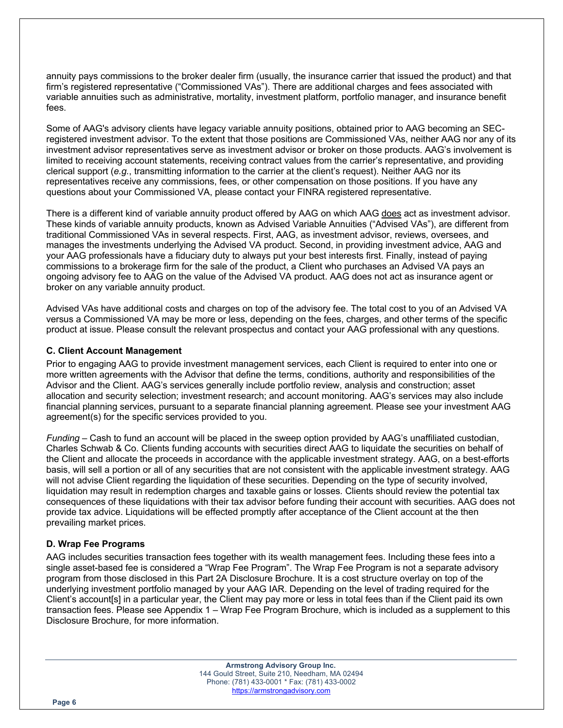annuity pays commissions to the broker dealer firm (usually, the insurance carrier that issued the product) and that firm's registered representative ("Commissioned VAs"). There are additional charges and fees associated with variable annuities such as administrative, mortality, investment platform, portfolio manager, and insurance benefit fees.

Some of AAG's advisory clients have legacy variable annuity positions, obtained prior to AAG becoming an SEC-registered investment advisor. To the extent that those positions are Commissioned VAs, neither AAG nor any of its investment advisor representatives serve as investment advisor or broker on those products. AAG's involvement is limited to receiving account statements, receiving contract values from the carrier's representative, and providing clerical support (*e.g.*, transmitting information to the carrier at the client's request). Neither AAG nor its representatives receive any commissions, fees, or other compensation on those positions. If you have any questions about your Commissioned VA, please contact your FINRA registered representative.

There is a different kind of variable annuity product offered by AAG on which AAG <u>does</u> act as investment advisor. These kinds of variable annuity products, known as Advised Variable Annuities ("Advised VAs"), are different from traditional Commissioned VAs in several respects. First, AAG, as investment advisor, reviews, oversees, and manages the investments underlying the Advised VA product. Second, in providing investment advice, AAG and your AAG professionals have a fiduciary duty to always put your best interests first. Finally, instead of paying commissions to a brokerage firm for the sale of the product, a Client who purchases an Advised VA pays an ongoing advisory fee to AAG on the value of the Advised VA product. AAG does not act as insurance agent or broker on any variable annuity product.

Advised VAs have additional costs and charges on top of the advisory fee. The total cost to you of an Advised VA versus a Commissioned VA may be more or less, depending on the fees, charges, and other terms of the specific product at issue. Please consult the relevant prospectus and contact your AAG professional with any questions.

### C. Client Account Management

Prior to engaging AAG to provide investment management services, each Client is required to enter into one or more written agreements with the Advisor that define the terms, conditions, authority and responsibilities of the Advisor and the Client. AAG's services generally include portfolio review, analysis and construction; asset allocation and security selection; investment research; and account monitoring. AAG's services may also include financial planning services, pursuant to a separate financial planning agreement. Please see your investment AAG agreement(s) for the specific services provided to you.

*Funding* – Cash to fund an account will be placed in the sweep option provided by AAG's unaffiliated custodian, Charles Schwab & Co. Clients funding accounts with securities direct AAG to liquidate the securities on behalf of the Client and allocate the proceeds in accordance with the applicable investment strategy. AAG, on a best-efforts basis, will sell a portion or all of any securities that are not consistent with the applicable investment strategy. AAG will not advise Client regarding the liquidation of these securities. Depending on the type of security involved, liquidation may result in redemption charges and taxable gains or losses. Clients should review the potential tax consequences of these liquidations with their tax advisor before funding their account with securities. AAG does not provide tax advice. Liquidations will be effected promptly after acceptance of the Client account at the then prevailing market prices.

### D. Wrap Fee Programs

AAG includes securities transaction fees together with its wealth management fees. Including these fees into a single asset-based fee is considered a "Wrap Fee Program". The Wrap Fee Program is not a separate advisory program from those disclosed in this Part 2A Disclosure Brochure. It is a cost structure overlay on top of the underlying investment portfolio managed by your AAG IAR. Depending on the level of trading required for the Client's account[s] in a particular year, the Client may pay more or less in total fees than if the Client paid its own transaction fees. Please see Appendix 1 – Wrap Fee Program Brochure, which is included as a supplement to this Disclosure Brochure, for more information.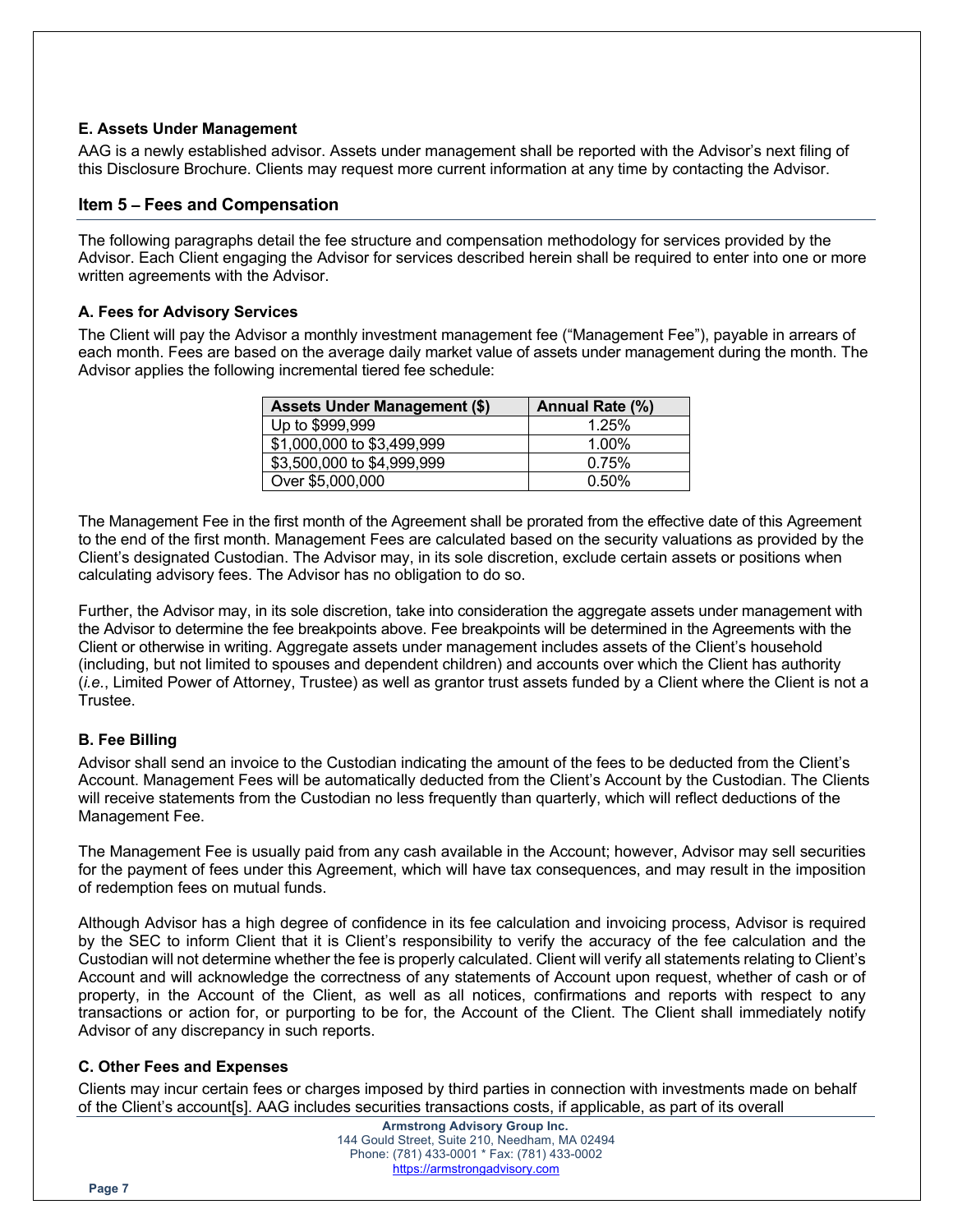### E. Assets Under Management

AAG is a newly established advisor. Assets under management shall be reported with the Advisor's next filing of this Disclosure Brochure. Clients may request more current information at any time by contacting the Advisor.

## Item 5 – Fees and Compensation

The following paragraphs detail the fee structure and compensation methodology for services provided by the Advisor. Each Client engaging the Advisor for services described herein shall be required to enter into one or more written agreements with the Advisor.

### A. Fees for Advisory Services

The Client will pay the Advisor a monthly investment management fee ("Management Fee"), payable in arrears of each month. Fees are based on the average daily market value of assets under management during the month. The Advisor applies the following incremental tiered fee schedule:

| Assets Under Management ($) | Annual Rate (%) |
|---|---|
| Up to $999,999 | 1.25% |
| $1,000,000 to $3,499,999 | 1.00% |
| $3,500,000 to $4,999,999 | 0.75% |
| Over $5,000,000 | 0.50% |

The Management Fee in the first month of the Agreement shall be prorated from the effective date of this Agreement to the end of the first month. Management Fees are calculated based on the security valuations as provided by the Client's designated Custodian. The Advisor may, in its sole discretion, exclude certain assets or positions when calculating advisory fees. The Advisor has no obligation to do so.

Further, the Advisor may, in its sole discretion, take into consideration the aggregate assets under management with the Advisor to determine the fee breakpoints above. Fee breakpoints will be determined in the Agreements with the Client or otherwise in writing. Aggregate assets under management includes assets of the Client's household (including, but not limited to spouses and dependent children) and accounts over which the Client has authority (*i.e.*, Limited Power of Attorney, Trustee) as well as grantor trust assets funded by a Client where the Client is not a Trustee.

### B. Fee Billing

Advisor shall send an invoice to the Custodian indicating the amount of the fees to be deducted from the Client's Account. Management Fees will be automatically deducted from the Client's Account by the Custodian. The Clients will receive statements from the Custodian no less frequently than quarterly, which will reflect deductions of the Management Fee.

The Management Fee is usually paid from any cash available in the Account; however, Advisor may sell securities for the payment of fees under this Agreement, which will have tax consequences, and may result in the imposition of redemption fees on mutual funds.

Although Advisor has a high degree of confidence in its fee calculation and invoicing process, Advisor is required by the SEC to inform Client that it is Client's responsibility to verify the accuracy of the fee calculation and the Custodian will not determine whether the fee is properly calculated. Client will verify all statements relating to Client's Account and will acknowledge the correctness of any statements of Account upon request, whether of cash or of property, in the Account of the Client, as well as all notices, confirmations and reports with respect to any transactions or action for, or purporting to be for, the Account of the Client. The Client shall immediately notify Advisor of any discrepancy in such reports.

### C. Other Fees and Expenses

Clients may incur certain fees or charges imposed by third parties in connection with investments made on behalf of the Client's account[s]. AAG includes securities transactions costs, if applicable, as part of its overall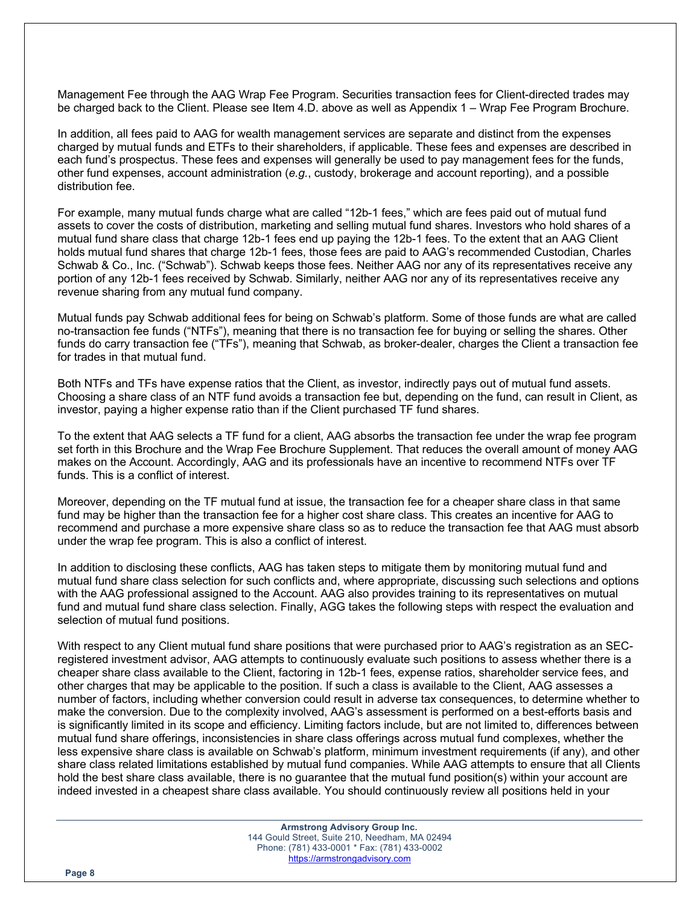Management Fee through the AAG Wrap Fee Program. Securities transaction fees for Client-directed trades may be charged back to the Client. Please see Item 4.D. above as well as Appendix 1 – Wrap Fee Program Brochure.

In addition, all fees paid to AAG for wealth management services are separate and distinct from the expenses charged by mutual funds and ETFs to their shareholders, if applicable. These fees and expenses are described in each fund's prospectus. These fees and expenses will generally be used to pay management fees for the funds, other fund expenses, account administration (*e.g.*, custody, brokerage and account reporting), and a possible distribution fee.

For example, many mutual funds charge what are called "12b-1 fees," which are fees paid out of mutual fund assets to cover the costs of distribution, marketing and selling mutual fund shares. Investors who hold shares of a mutual fund share class that charge 12b-1 fees end up paying the 12b-1 fees. To the extent that an AAG Client holds mutual fund shares that charge 12b-1 fees, those fees are paid to AAG's recommended Custodian, Charles Schwab & Co., Inc. ("Schwab"). Schwab keeps those fees. Neither AAG nor any of its representatives receive any portion of any 12b-1 fees received by Schwab. Similarly, neither AAG nor any of its representatives receive any revenue sharing from any mutual fund company.

Mutual funds pay Schwab additional fees for being on Schwab's platform. Some of those funds are what are called no-transaction fee funds ("NTFs"), meaning that there is no transaction fee for buying or selling the shares. Other funds do carry transaction fee ("TFs"), meaning that Schwab, as broker-dealer, charges the Client a transaction fee for trades in that mutual fund.

Both NTFs and TFs have expense ratios that the Client, as investor, indirectly pays out of mutual fund assets. Choosing a share class of an NTF fund avoids a transaction fee but, depending on the fund, can result in Client, as investor, paying a higher expense ratio than if the Client purchased TF fund shares.

To the extent that AAG selects a TF fund for a client, AAG absorbs the transaction fee under the wrap fee program set forth in this Brochure and the Wrap Fee Brochure Supplement. That reduces the overall amount of money AAG makes on the Account. Accordingly, AAG and its professionals have an incentive to recommend NTFs over TF funds. This is a conflict of interest.

Moreover, depending on the TF mutual fund at issue, the transaction fee for a cheaper share class in that same fund may be higher than the transaction fee for a higher cost share class. This creates an incentive for AAG to recommend and purchase a more expensive share class so as to reduce the transaction fee that AAG must absorb under the wrap fee program. This is also a conflict of interest.

In addition to disclosing these conflicts, AAG has taken steps to mitigate them by monitoring mutual fund and mutual fund share class selection for such conflicts and, where appropriate, discussing such selections and options with the AAG professional assigned to the Account. AAG also provides training to its representatives on mutual fund and mutual fund share class selection. Finally, AGG takes the following steps with respect the evaluation and selection of mutual fund positions.

With respect to any Client mutual fund share positions that were purchased prior to AAG's registration as an SEC-registered investment advisor, AAG attempts to continuously evaluate such positions to assess whether there is a cheaper share class available to the Client, factoring in 12b-1 fees, expense ratios, shareholder service fees, and other charges that may be applicable to the position. If such a class is available to the Client, AAG assesses a number of factors, including whether conversion could result in adverse tax consequences, to determine whether to make the conversion. Due to the complexity involved, AAG's assessment is performed on a best-efforts basis and is significantly limited in its scope and efficiency. Limiting factors include, but are not limited to, differences between mutual fund share offerings, inconsistencies in share class offerings across mutual fund complexes, whether the less expensive share class is available on Schwab's platform, minimum investment requirements (if any), and other share class related limitations established by mutual fund companies. While AAG attempts to ensure that all Clients hold the best share class available, there is no guarantee that the mutual fund position(s) within your account are indeed invested in a cheapest share class available. You should continuously review all positions held in your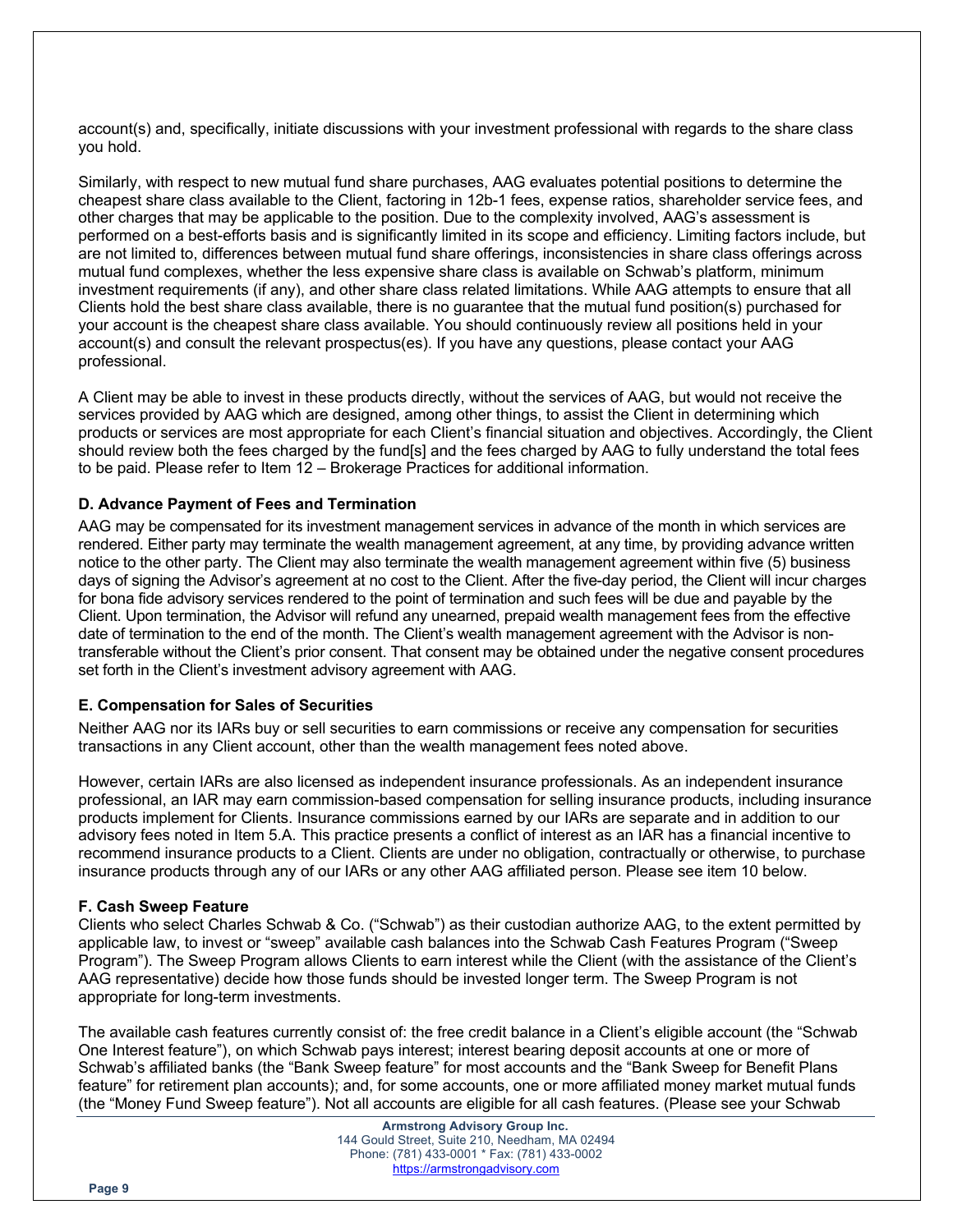account(s) and, specifically, initiate discussions with your investment professional with regards to the share class you hold.

Similarly, with respect to new mutual fund share purchases, AAG evaluates potential positions to determine the cheapest share class available to the Client, factoring in 12b-1 fees, expense ratios, shareholder service fees, and other charges that may be applicable to the position. Due to the complexity involved, AAG's assessment is performed on a best-efforts basis and is significantly limited in its scope and efficiency. Limiting factors include, but are not limited to, differences between mutual fund share offerings, inconsistencies in share class offerings across mutual fund complexes, whether the less expensive share class is available on Schwab's platform, minimum investment requirements (if any), and other share class related limitations. While AAG attempts to ensure that all Clients hold the best share class available, there is no guarantee that the mutual fund position(s) purchased for your account is the cheapest share class available. You should continuously review all positions held in your account(s) and consult the relevant prospectus(es). If you have any questions, please contact your AAG professional.

A Client may be able to invest in these products directly, without the services of AAG, but would not receive the services provided by AAG which are designed, among other things, to assist the Client in determining which products or services are most appropriate for each Client's financial situation and objectives. Accordingly, the Client should review both the fees charged by the fund[s] and the fees charged by AAG to fully understand the total fees to be paid. Please refer to Item 12 – Brokerage Practices for additional information.

### D. Advance Payment of Fees and Termination

AAG may be compensated for its investment management services in advance of the month in which services are rendered. Either party may terminate the wealth management agreement, at any time, by providing advance written notice to the other party. The Client may also terminate the wealth management agreement within five (5) business days of signing the Advisor's agreement at no cost to the Client. After the five-day period, the Client will incur charges for bona fide advisory services rendered to the point of termination and such fees will be due and payable by the Client. Upon termination, the Advisor will refund any unearned, prepaid wealth management fees from the effective date of termination to the end of the month. The Client's wealth management agreement with the Advisor is non-transferable without the Client's prior consent. That consent may be obtained under the negative consent procedures set forth in the Client's investment advisory agreement with AAG.

### E. Compensation for Sales of Securities

Neither AAG nor its IARs buy or sell securities to earn commissions or receive any compensation for securities transactions in any Client account, other than the wealth management fees noted above.

However, certain IARs are also licensed as independent insurance professionals. As an independent insurance professional, an IAR may earn commission-based compensation for selling insurance products, including insurance products implement for Clients. Insurance commissions earned by our IARs are separate and in addition to our advisory fees noted in Item 5.A. This practice presents a conflict of interest as an IAR has a financial incentive to recommend insurance products to a Client. Clients are under no obligation, contractually or otherwise, to purchase insurance products through any of our IARs or any other AAG affiliated person. Please see item 10 below.

### F. Cash Sweep Feature

Clients who select Charles Schwab & Co. ("Schwab") as their custodian authorize AAG, to the extent permitted by applicable law, to invest or "sweep" available cash balances into the Schwab Cash Features Program ("Sweep Program"). The Sweep Program allows Clients to earn interest while the Client (with the assistance of the Client's AAG representative) decide how those funds should be invested longer term. The Sweep Program is not appropriate for long-term investments.

The available cash features currently consist of: the free credit balance in a Client's eligible account (the "Schwab One Interest feature"), on which Schwab pays interest; interest bearing deposit accounts at one or more of Schwab's affiliated banks (the "Bank Sweep feature" for most accounts and the "Bank Sweep for Benefit Plans feature" for retirement plan accounts); and, for some accounts, one or more affiliated money market mutual funds (the "Money Fund Sweep feature"). Not all accounts are eligible for all cash features. (Please see your Schwab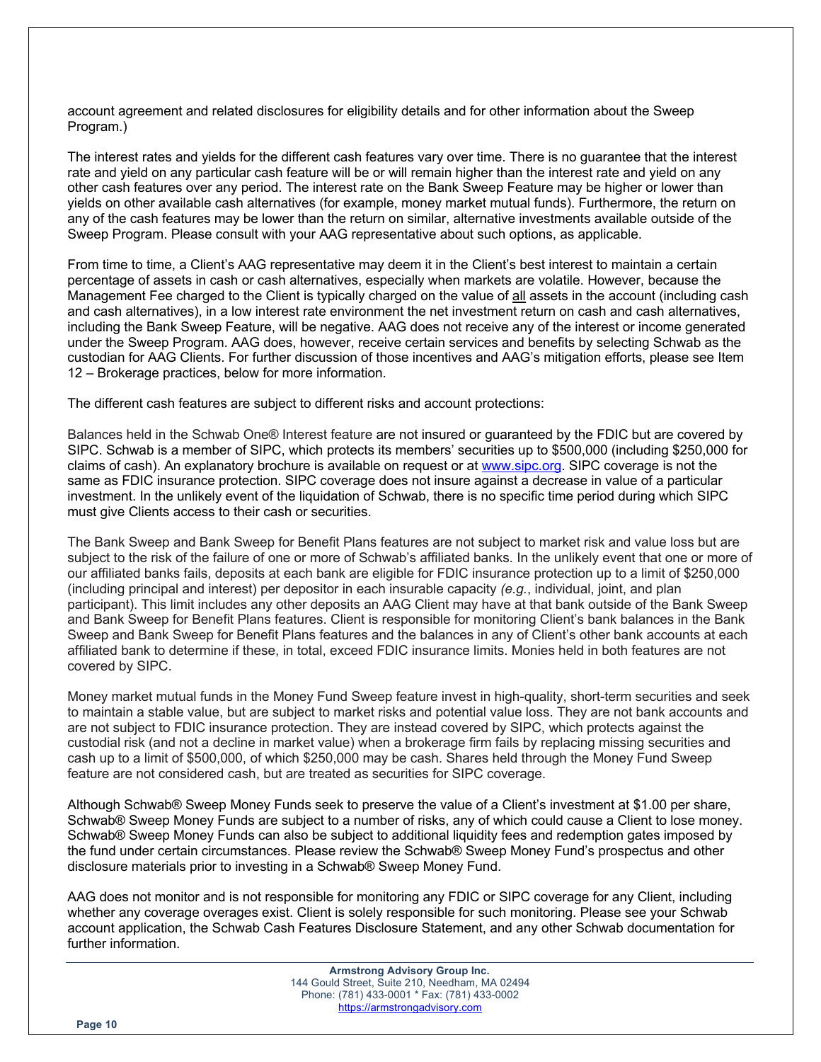account agreement and related disclosures for eligibility details and for other information about the Sweep Program.)

The interest rates and yields for the different cash features vary over time. There is no guarantee that the interest rate and yield on any particular cash feature will be or will remain higher than the interest rate and yield on any other cash features over any period. The interest rate on the Bank Sweep Feature may be higher or lower than yields on other available cash alternatives (for example, money market mutual funds). Furthermore, the return on any of the cash features may be lower than the return on similar, alternative investments available outside of the Sweep Program. Please consult with your AAG representative about such options, as applicable.

From time to time, a Client's AAG representative may deem it in the Client's best interest to maintain a certain percentage of assets in cash or cash alternatives, especially when markets are volatile. However, because the Management Fee charged to the Client is typically charged on the value of all assets in the account (including cash and cash alternatives), in a low interest rate environment the net investment return on cash and cash alternatives, including the Bank Sweep Feature, will be negative. AAG does not receive any of the interest or income generated under the Sweep Program. AAG does, however, receive certain services and benefits by selecting Schwab as the custodian for AAG Clients. For further discussion of those incentives and AAG's mitigation efforts, please see Item 12 – Brokerage practices, below for more information.

The different cash features are subject to different risks and account protections:

Balances held in the Schwab One® Interest feature are not insured or guaranteed by the FDIC but are covered by SIPC. Schwab is a member of SIPC, which protects its members' securities up to $500,000 (including $250,000 for claims of cash). An explanatory brochure is available on request or at [www.sipc.org](http://www.sipc.org). SIPC coverage is not the same as FDIC insurance protection. SIPC coverage does not insure against a decrease in value of a particular investment. In the unlikely event of the liquidation of Schwab, there is no specific time period during which SIPC must give Clients access to their cash or securities.

The Bank Sweep and Bank Sweep for Benefit Plans features are not subject to market risk and value loss but are subject to the risk of the failure of one or more of Schwab's affiliated banks. In the unlikely event that one or more of our affiliated banks fails, deposits at each bank are eligible for FDIC insurance protection up to a limit of $250,000 (including principal and interest) per depositor in each insurable capacity *(e.g.*, individual, joint, and plan participant). This limit includes any other deposits an AAG Client may have at that bank outside of the Bank Sweep and Bank Sweep for Benefit Plans features. Client is responsible for monitoring Client's bank balances in the Bank Sweep and Bank Sweep for Benefit Plans features and the balances in any of Client's other bank accounts at each affiliated bank to determine if these, in total, exceed FDIC insurance limits. Monies held in both features are not covered by SIPC.

Money market mutual funds in the Money Fund Sweep feature invest in high-quality, short-term securities and seek to maintain a stable value, but are subject to market risks and potential value loss. They are not bank accounts and are not subject to FDIC insurance protection. They are instead covered by SIPC, which protects against the custodial risk (and not a decline in market value) when a brokerage firm fails by replacing missing securities and cash up to a limit of $500,000, of which $250,000 may be cash. Shares held through the Money Fund Sweep feature are not considered cash, but are treated as securities for SIPC coverage.

Although Schwab® Sweep Money Funds seek to preserve the value of a Client's investment at $1.00 per share, Schwab® Sweep Money Funds are subject to a number of risks, any of which could cause a Client to lose money. Schwab® Sweep Money Funds can also be subject to additional liquidity fees and redemption gates imposed by the fund under certain circumstances. Please review the Schwab® Sweep Money Fund's prospectus and other disclosure materials prior to investing in a Schwab® Sweep Money Fund.

AAG does not monitor and is not responsible for monitoring any FDIC or SIPC coverage for any Client, including whether any coverage overages exist. Client is solely responsible for such monitoring. Please see your Schwab account application, the Schwab Cash Features Disclosure Statement, and any other Schwab documentation for further information.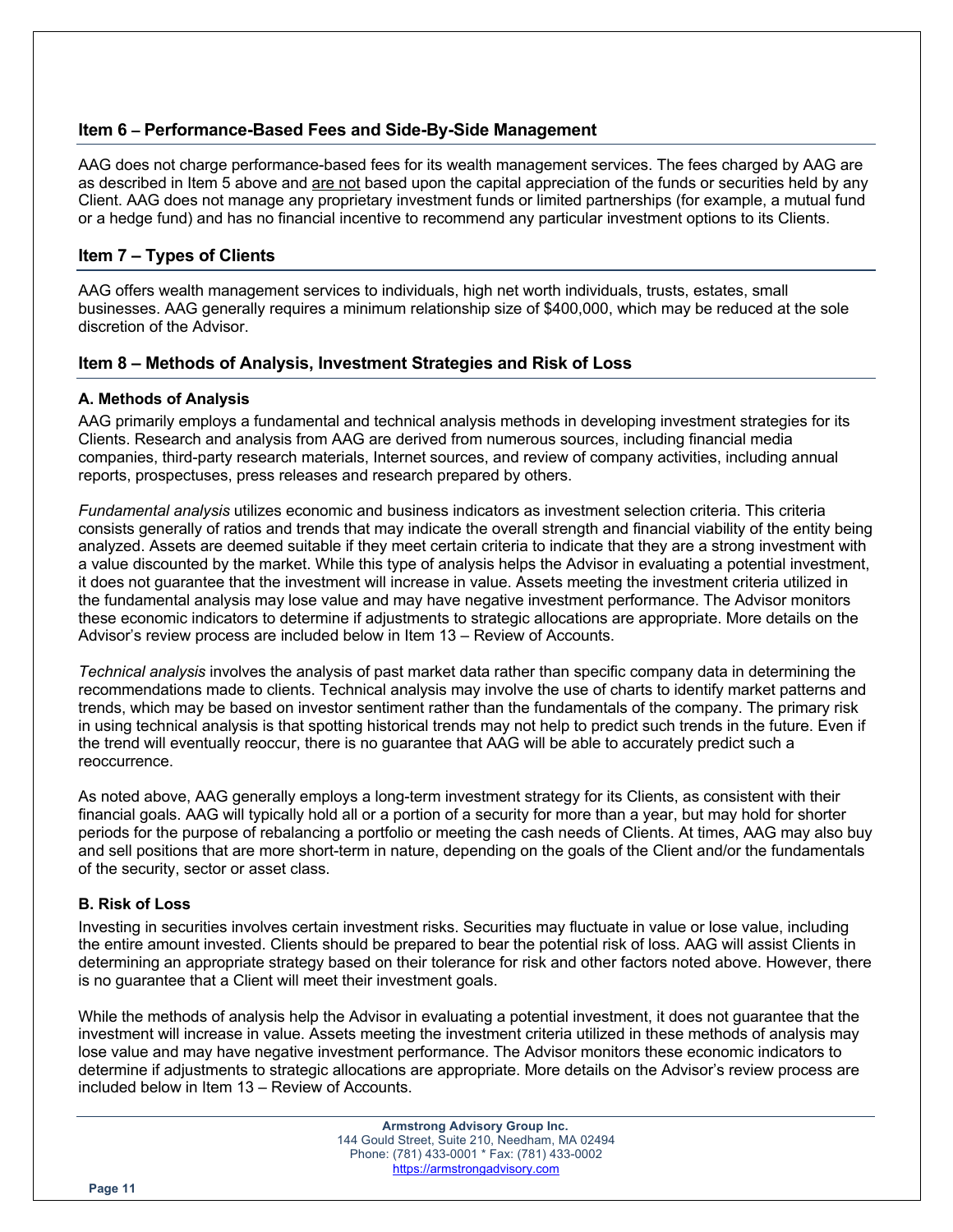## Item 6 – Performance-Based Fees and Side-By-Side Management

AAG does not charge performance-based fees for its wealth management services. The fees charged by AAG are as described in Item 5 above and are not based upon the capital appreciation of the funds or securities held by any Client. AAG does not manage any proprietary investment funds or limited partnerships (for example, a mutual fund or a hedge fund) and has no financial incentive to recommend any particular investment options to its Clients.

## Item 7 – Types of Clients

AAG offers wealth management services to individuals, high net worth individuals, trusts, estates, small businesses. AAG generally requires a minimum relationship size of $400,000, which may be reduced at the sole discretion of the Advisor.

## Item 8 – Methods of Analysis, Investment Strategies and Risk of Loss

### A. Methods of Analysis

AAG primarily employs a fundamental and technical analysis methods in developing investment strategies for its Clients. Research and analysis from AAG are derived from numerous sources, including financial media companies, third-party research materials, Internet sources, and review of company activities, including annual reports, prospectuses, press releases and research prepared by others.

*Fundamental analysis* utilizes economic and business indicators as investment selection criteria. This criteria consists generally of ratios and trends that may indicate the overall strength and financial viability of the entity being analyzed. Assets are deemed suitable if they meet certain criteria to indicate that they are a strong investment with a value discounted by the market. While this type of analysis helps the Advisor in evaluating a potential investment, it does not guarantee that the investment will increase in value. Assets meeting the investment criteria utilized in the fundamental analysis may lose value and may have negative investment performance. The Advisor monitors these economic indicators to determine if adjustments to strategic allocations are appropriate. More details on the Advisor's review process are included below in Item 13 – Review of Accounts.

*Technical analysis* involves the analysis of past market data rather than specific company data in determining the recommendations made to clients. Technical analysis may involve the use of charts to identify market patterns and trends, which may be based on investor sentiment rather than the fundamentals of the company. The primary risk in using technical analysis is that spotting historical trends may not help to predict such trends in the future. Even if the trend will eventually reoccur, there is no guarantee that AAG will be able to accurately predict such a reoccurrence.

As noted above, AAG generally employs a long-term investment strategy for its Clients, as consistent with their financial goals. AAG will typically hold all or a portion of a security for more than a year, but may hold for shorter periods for the purpose of rebalancing a portfolio or meeting the cash needs of Clients. At times, AAG may also buy and sell positions that are more short-term in nature, depending on the goals of the Client and/or the fundamentals of the security, sector or asset class.

### B. Risk of Loss

Investing in securities involves certain investment risks. Securities may fluctuate in value or lose value, including the entire amount invested. Clients should be prepared to bear the potential risk of loss. AAG will assist Clients in determining an appropriate strategy based on their tolerance for risk and other factors noted above. However, there is no guarantee that a Client will meet their investment goals.

While the methods of analysis help the Advisor in evaluating a potential investment, it does not guarantee that the investment will increase in value. Assets meeting the investment criteria utilized in these methods of analysis may lose value and may have negative investment performance. The Advisor monitors these economic indicators to determine if adjustments to strategic allocations are appropriate. More details on the Advisor's review process are included below in Item 13 – Review of Accounts.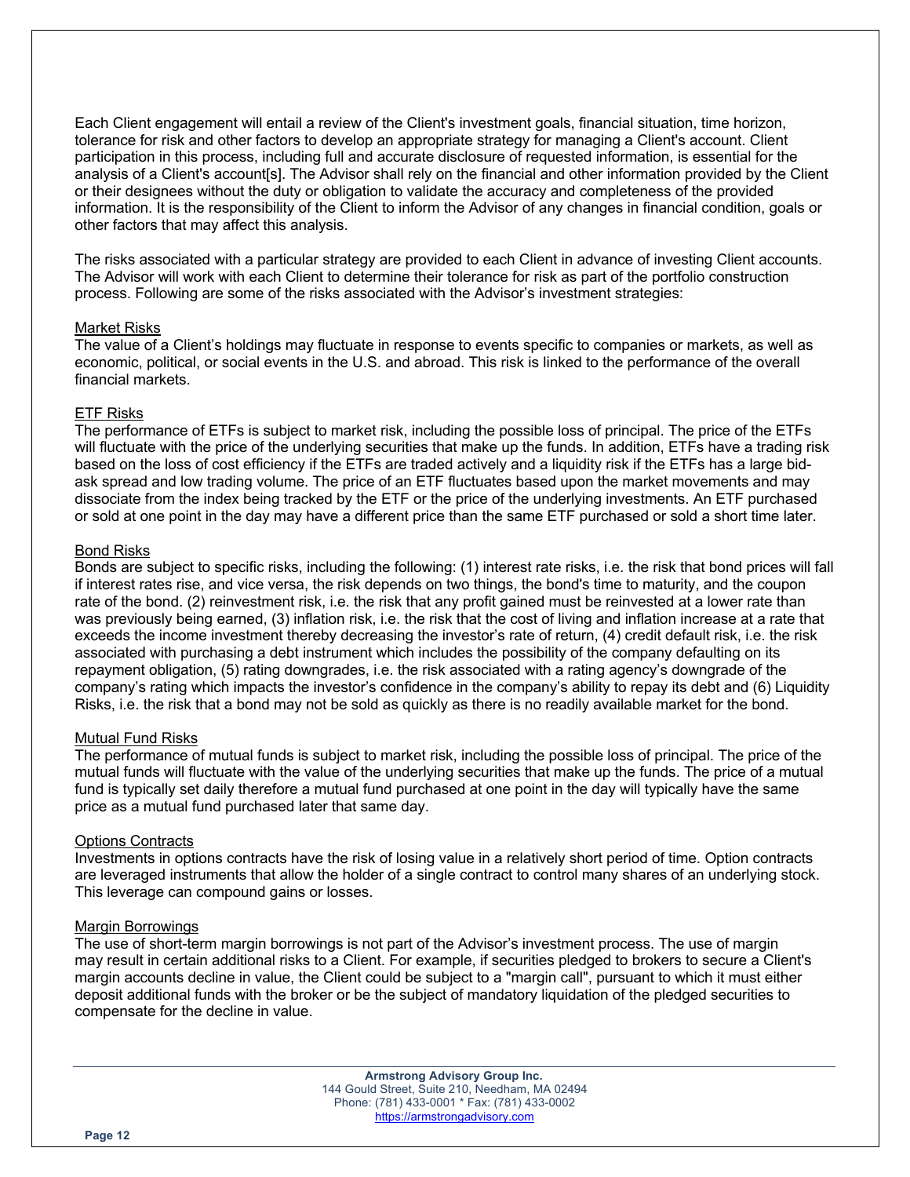Each Client engagement will entail a review of the Client's investment goals, financial situation, time horizon, tolerance for risk and other factors to develop an appropriate strategy for managing a Client's account. Client participation in this process, including full and accurate disclosure of requested information, is essential for the analysis of a Client's account[s]. The Advisor shall rely on the financial and other information provided by the Client or their designees without the duty or obligation to validate the accuracy and completeness of the provided information. It is the responsibility of the Client to inform the Advisor of any changes in financial condition, goals or other factors that may affect this analysis.

The risks associated with a particular strategy are provided to each Client in advance of investing Client accounts. The Advisor will work with each Client to determine their tolerance for risk as part of the portfolio construction process. Following are some of the risks associated with the Advisor's investment strategies:

Market Risks

The value of a Client's holdings may fluctuate in response to events specific to companies or markets, as well as economic, political, or social events in the U.S. and abroad. This risk is linked to the performance of the overall financial markets.

ETF Risks

The performance of ETFs is subject to market risk, including the possible loss of principal. The price of the ETFs will fluctuate with the price of the underlying securities that make up the funds. In addition, ETFs have a trading risk based on the loss of cost efficiency if the ETFs are traded actively and a liquidity risk if the ETFs has a large bid-ask spread and low trading volume. The price of an ETF fluctuates based upon the market movements and may dissociate from the index being tracked by the ETF or the price of the underlying investments. An ETF purchased or sold at one point in the day may have a different price than the same ETF purchased or sold a short time later.

Bond Risks

Bonds are subject to specific risks, including the following: (1) interest rate risks, i.e. the risk that bond prices will fall if interest rates rise, and vice versa, the risk depends on two things, the bond's time to maturity, and the coupon rate of the bond. (2) reinvestment risk, i.e. the risk that any profit gained must be reinvested at a lower rate than was previously being earned, (3) inflation risk, i.e. the risk that the cost of living and inflation increase at a rate that exceeds the income investment thereby decreasing the investor's rate of return, (4) credit default risk, i.e. the risk associated with purchasing a debt instrument which includes the possibility of the company defaulting on its repayment obligation, (5) rating downgrades, i.e. the risk associated with a rating agency's downgrade of the company's rating which impacts the investor's confidence in the company's ability to repay its debt and (6) Liquidity Risks, i.e. the risk that a bond may not be sold as quickly as there is no readily available market for the bond.

Mutual Fund Risks

The performance of mutual funds is subject to market risk, including the possible loss of principal. The price of the mutual funds will fluctuate with the value of the underlying securities that make up the funds. The price of a mutual fund is typically set daily therefore a mutual fund purchased at one point in the day will typically have the same price as a mutual fund purchased later that same day.

Options Contracts

Investments in options contracts have the risk of losing value in a relatively short period of time. Option contracts are leveraged instruments that allow the holder of a single contract to control many shares of an underlying stock. This leverage can compound gains or losses.

Margin Borrowings

The use of short-term margin borrowings is not part of the Advisor's investment process. The use of margin may result in certain additional risks to a Client. For example, if securities pledged to brokers to secure a Client's margin accounts decline in value, the Client could be subject to a "margin call", pursuant to which it must either deposit additional funds with the broker or be the subject of mandatory liquidation of the pledged securities to compensate for the decline in value.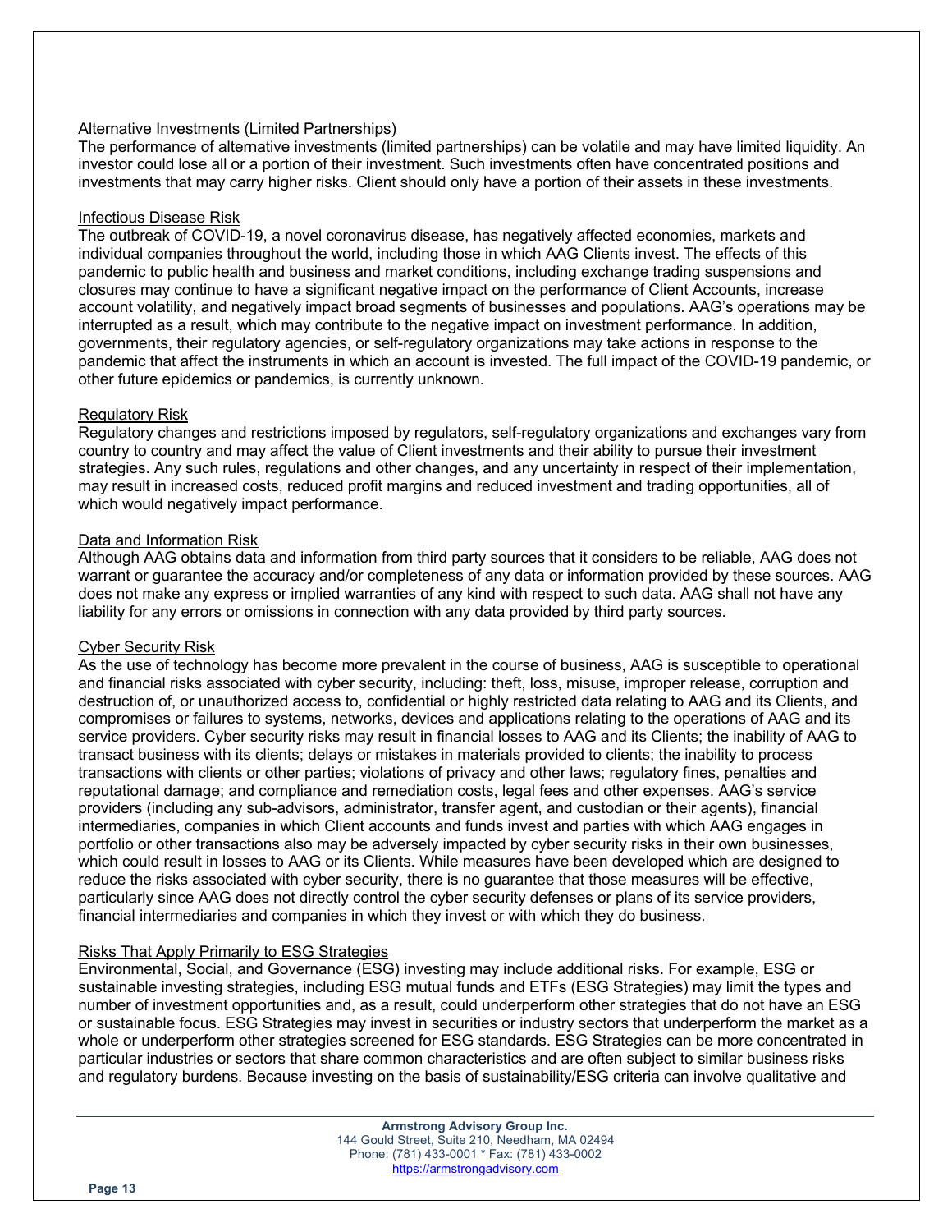### Alternative Investments (Limited Partnerships)

The performance of alternative investments (limited partnerships) can be volatile and may have limited liquidity. An investor could lose all or a portion of their investment. Such investments often have concentrated positions and investments that may carry higher risks. Client should only have a portion of their assets in these investments.

### Infectious Disease Risk

The outbreak of COVID-19, a novel coronavirus disease, has negatively affected economies, markets and individual companies throughout the world, including those in which AAG Clients invest. The effects of this pandemic to public health and business and market conditions, including exchange trading suspensions and closures may continue to have a significant negative impact on the performance of Client Accounts, increase account volatility, and negatively impact broad segments of businesses and populations. AAG's operations may be interrupted as a result, which may contribute to the negative impact on investment performance. In addition, governments, their regulatory agencies, or self-regulatory organizations may take actions in response to the pandemic that affect the instruments in which an account is invested. The full impact of the COVID-19 pandemic, or other future epidemics or pandemics, is currently unknown.

### Regulatory Risk

Regulatory changes and restrictions imposed by regulators, self-regulatory organizations and exchanges vary from country to country and may affect the value of Client investments and their ability to pursue their investment strategies. Any such rules, regulations and other changes, and any uncertainty in respect of their implementation, may result in increased costs, reduced profit margins and reduced investment and trading opportunities, all of which would negatively impact performance.

### Data and Information Risk

Although AAG obtains data and information from third party sources that it considers to be reliable, AAG does not warrant or guarantee the accuracy and/or completeness of any data or information provided by these sources. AAG does not make any express or implied warranties of any kind with respect to such data. AAG shall not have any liability for any errors or omissions in connection with any data provided by third party sources.

### Cyber Security Risk

As the use of technology has become more prevalent in the course of business, AAG is susceptible to operational and financial risks associated with cyber security, including: theft, loss, misuse, improper release, corruption and destruction of, or unauthorized access to, confidential or highly restricted data relating to AAG and its Clients, and compromises or failures to systems, networks, devices and applications relating to the operations of AAG and its service providers. Cyber security risks may result in financial losses to AAG and its Clients; the inability of AAG to transact business with its clients; delays or mistakes in materials provided to clients; the inability to process transactions with clients or other parties; violations of privacy and other laws; regulatory fines, penalties and reputational damage; and compliance and remediation costs, legal fees and other expenses. AAG's service providers (including any sub-advisors, administrator, transfer agent, and custodian or their agents), financial intermediaries, companies in which Client accounts and funds invest and parties with which AAG engages in portfolio or other transactions also may be adversely impacted by cyber security risks in their own businesses, which could result in losses to AAG or its Clients. While measures have been developed which are designed to reduce the risks associated with cyber security, there is no guarantee that those measures will be effective, particularly since AAG does not directly control the cyber security defenses or plans of its service providers, financial intermediaries and companies in which they invest or with which they do business.

### Risks That Apply Primarily to ESG Strategies

Environmental, Social, and Governance (ESG) investing may include additional risks. For example, ESG or sustainable investing strategies, including ESG mutual funds and ETFs (ESG Strategies) may limit the types and number of investment opportunities and, as a result, could underperform other strategies that do not have an ESG or sustainable focus. ESG Strategies may invest in securities or industry sectors that underperform the market as a whole or underperform other strategies screened for ESG standards. ESG Strategies can be more concentrated in particular industries or sectors that share common characteristics and are often subject to similar business risks and regulatory burdens. Because investing on the basis of sustainability/ESG criteria can involve qualitative and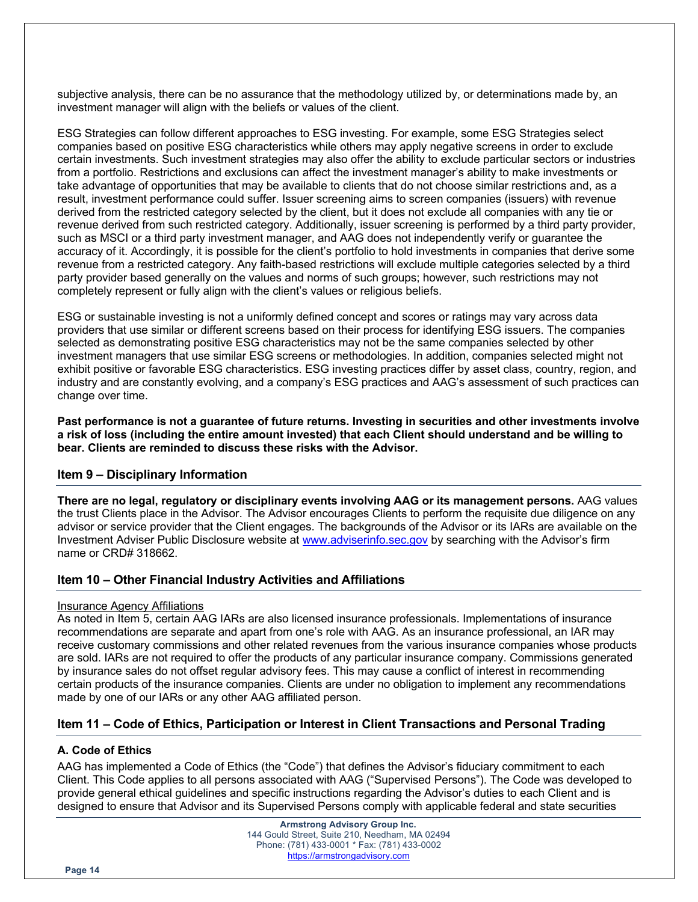subjective analysis, there can be no assurance that the methodology utilized by, or determinations made by, an investment manager will align with the beliefs or values of the client.

ESG Strategies can follow different approaches to ESG investing. For example, some ESG Strategies select companies based on positive ESG characteristics while others may apply negative screens in order to exclude certain investments. Such investment strategies may also offer the ability to exclude particular sectors or industries from a portfolio. Restrictions and exclusions can affect the investment manager's ability to make investments or take advantage of opportunities that may be available to clients that do not choose similar restrictions and, as a result, investment performance could suffer. Issuer screening aims to screen companies (issuers) with revenue derived from the restricted category selected by the client, but it does not exclude all companies with any tie or revenue derived from such restricted category. Additionally, issuer screening is performed by a third party provider, such as MSCI or a third party investment manager, and AAG does not independently verify or guarantee the accuracy of it. Accordingly, it is possible for the client's portfolio to hold investments in companies that derive some revenue from a restricted category. Any faith-based restrictions will exclude multiple categories selected by a third party provider based generally on the values and norms of such groups; however, such restrictions may not completely represent or fully align with the client's values or religious beliefs.

ESG or sustainable investing is not a uniformly defined concept and scores or ratings may vary across data providers that use similar or different screens based on their process for identifying ESG issuers. The companies selected as demonstrating positive ESG characteristics may not be the same companies selected by other investment managers that use similar ESG screens or methodologies. In addition, companies selected might not exhibit positive or favorable ESG characteristics. ESG investing practices differ by asset class, country, region, and industry and are constantly evolving, and a company's ESG practices and AAG's assessment of such practices can change over time.

**Past performance is not a guarantee of future returns. Investing in securities and other investments involve a risk of loss (including the entire amount invested) that each Client should understand and be willing to bear. Clients are reminded to discuss these risks with the Advisor.**

## Item 9 – Disciplinary Information

**There are no legal, regulatory or disciplinary events involving AAG or its management persons.** AAG values the trust Clients place in the Advisor. The Advisor encourages Clients to perform the requisite due diligence on any advisor or service provider that the Client engages. The backgrounds of the Advisor or its IARs are available on the Investment Adviser Public Disclosure website at [www.adviserinfo.sec.gov](http://www.adviserinfo.sec.gov) by searching with the Advisor's firm name or CRD# 318662.

## Item 10 – Other Financial Industry Activities and Affiliations

Insurance Agency Affiliations

As noted in Item 5, certain AAG IARs are also licensed insurance professionals. Implementations of insurance recommendations are separate and apart from one's role with AAG. As an insurance professional, an IAR may receive customary commissions and other related revenues from the various insurance companies whose products are sold. IARs are not required to offer the products of any particular insurance company. Commissions generated by insurance sales do not offset regular advisory fees. This may cause a conflict of interest in recommending certain products of the insurance companies. Clients are under no obligation to implement any recommendations made by one of our IARs or any other AAG affiliated person.

## Item 11 – Code of Ethics, Participation or Interest in Client Transactions and Personal Trading

### A. Code of Ethics

AAG has implemented a Code of Ethics (the "Code") that defines the Advisor's fiduciary commitment to each Client. This Code applies to all persons associated with AAG ("Supervised Persons"). The Code was developed to provide general ethical guidelines and specific instructions regarding the Advisor's duties to each Client and is designed to ensure that Advisor and its Supervised Persons comply with applicable federal and state securities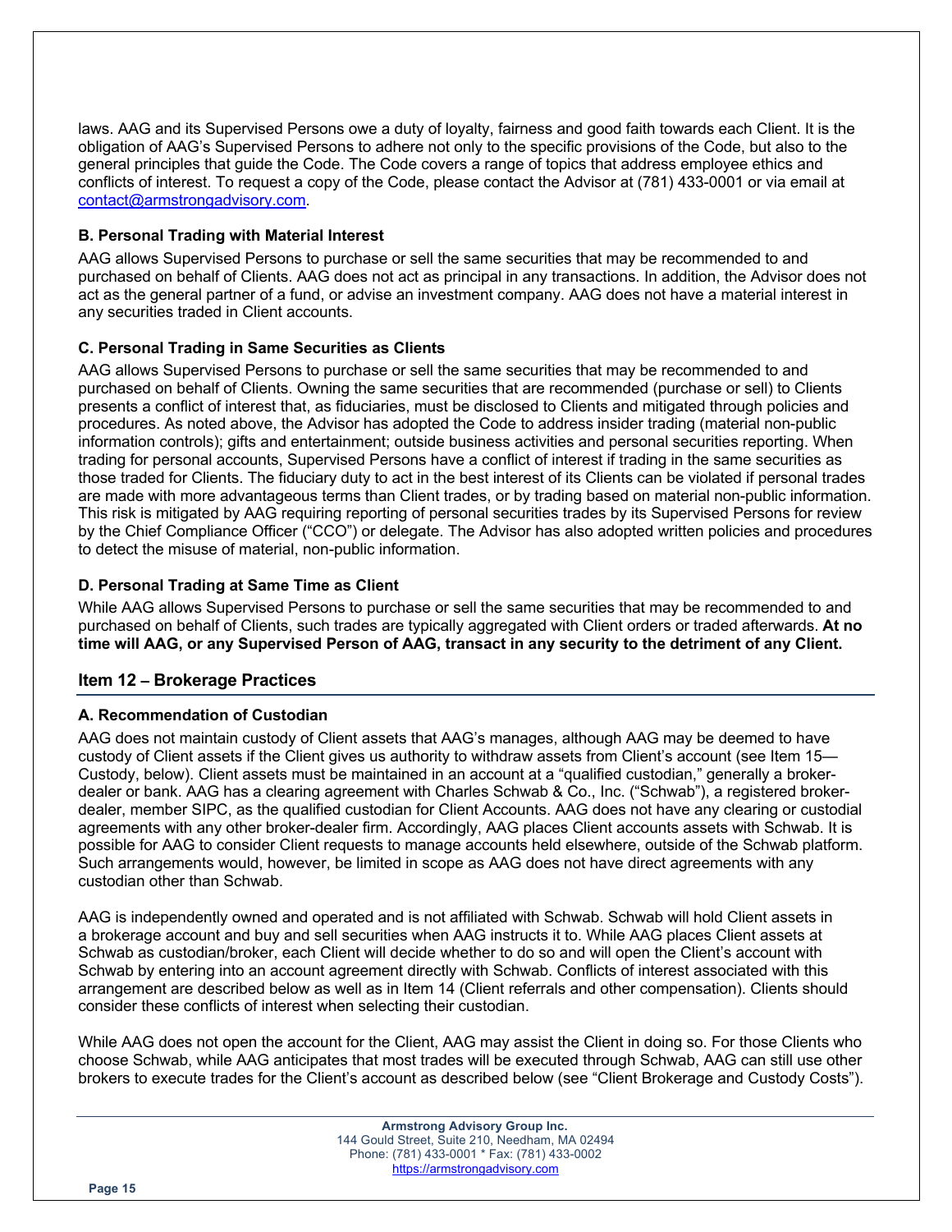laws. AAG and its Supervised Persons owe a duty of loyalty, fairness and good faith towards each Client. It is the obligation of AAG's Supervised Persons to adhere not only to the specific provisions of the Code, but also to the general principles that guide the Code. The Code covers a range of topics that address employee ethics and conflicts of interest. To request a copy of the Code, please contact the Advisor at (781) 433-0001 or via email at contact@armstrongadvisory.com.

### B. Personal Trading with Material Interest

AAG allows Supervised Persons to purchase or sell the same securities that may be recommended to and purchased on behalf of Clients. AAG does not act as principal in any transactions. In addition, the Advisor does not act as the general partner of a fund, or advise an investment company. AAG does not have a material interest in any securities traded in Client accounts.

### C. Personal Trading in Same Securities as Clients

AAG allows Supervised Persons to purchase or sell the same securities that may be recommended to and purchased on behalf of Clients. Owning the same securities that are recommended (purchase or sell) to Clients presents a conflict of interest that, as fiduciaries, must be disclosed to Clients and mitigated through policies and procedures. As noted above, the Advisor has adopted the Code to address insider trading (material non-public information controls); gifts and entertainment; outside business activities and personal securities reporting. When trading for personal accounts, Supervised Persons have a conflict of interest if trading in the same securities as those traded for Clients. The fiduciary duty to act in the best interest of its Clients can be violated if personal trades are made with more advantageous terms than Client trades, or by trading based on material non-public information. This risk is mitigated by AAG requiring reporting of personal securities trades by its Supervised Persons for review by the Chief Compliance Officer ("CCO") or delegate. The Advisor has also adopted written policies and procedures to detect the misuse of material, non-public information.

### D. Personal Trading at Same Time as Client

While AAG allows Supervised Persons to purchase or sell the same securities that may be recommended to and purchased on behalf of Clients, such trades are typically aggregated with Client orders or traded afterwards. **At no time will AAG, or any Supervised Person of AAG, transact in any security to the detriment of any Client.**

## Item 12 – Brokerage Practices

### A. Recommendation of Custodian

AAG does not maintain custody of Client assets that AAG's manages, although AAG may be deemed to have custody of Client assets if the Client gives us authority to withdraw assets from Client's account (see Item 15—Custody, below). Client assets must be maintained in an account at a "qualified custodian," generally a broker-dealer or bank. AAG has a clearing agreement with Charles Schwab & Co., Inc. ("Schwab"), a registered broker-dealer, member SIPC, as the qualified custodian for Client Accounts. AAG does not have any clearing or custodial agreements with any other broker-dealer firm. Accordingly, AAG places Client accounts assets with Schwab. It is possible for AAG to consider Client requests to manage accounts held elsewhere, outside of the Schwab platform. Such arrangements would, however, be limited in scope as AAG does not have direct agreements with any custodian other than Schwab.

AAG is independently owned and operated and is not affiliated with Schwab. Schwab will hold Client assets in a brokerage account and buy and sell securities when AAG instructs it to. While AAG places Client assets at Schwab as custodian/broker, each Client will decide whether to do so and will open the Client's account with Schwab by entering into an account agreement directly with Schwab. Conflicts of interest associated with this arrangement are described below as well as in Item 14 (Client referrals and other compensation). Clients should consider these conflicts of interest when selecting their custodian.

While AAG does not open the account for the Client, AAG may assist the Client in doing so. For those Clients who choose Schwab, while AAG anticipates that most trades will be executed through Schwab, AAG can still use other brokers to execute trades for the Client's account as described below (see "Client Brokerage and Custody Costs").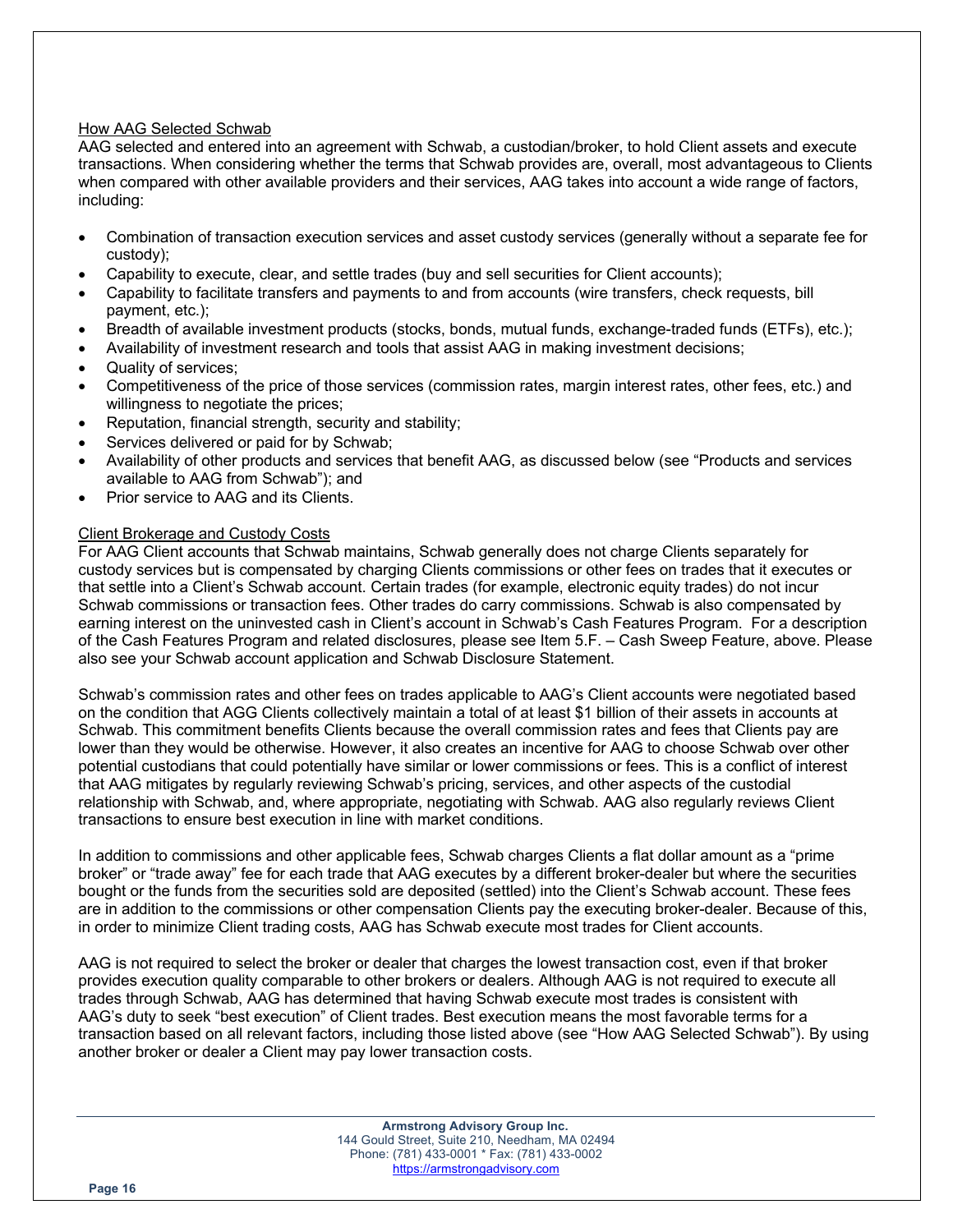How AAG Selected Schwab

AAG selected and entered into an agreement with Schwab, a custodian/broker, to hold Client assets and execute transactions. When considering whether the terms that Schwab provides are, overall, most advantageous to Clients when compared with other available providers and their services, AAG takes into account a wide range of factors, including:

- Combination of transaction execution services and asset custody services (generally without a separate fee for custody);
- Capability to execute, clear, and settle trades (buy and sell securities for Client accounts);
- Capability to facilitate transfers and payments to and from accounts (wire transfers, check requests, bill payment, etc.);
- Breadth of available investment products (stocks, bonds, mutual funds, exchange-traded funds (ETFs), etc.);
- Availability of investment research and tools that assist AAG in making investment decisions;
- Quality of services;
- Competitiveness of the price of those services (commission rates, margin interest rates, other fees, etc.) and willingness to negotiate the prices;
- Reputation, financial strength, security and stability;
- Services delivered or paid for by Schwab;
- Availability of other products and services that benefit AAG, as discussed below (see "Products and services available to AAG from Schwab"); and
- Prior service to AAG and its Clients.

Client Brokerage and Custody Costs

For AAG Client accounts that Schwab maintains, Schwab generally does not charge Clients separately for custody services but is compensated by charging Clients commissions or other fees on trades that it executes or that settle into a Client's Schwab account. Certain trades (for example, electronic equity trades) do not incur Schwab commissions or transaction fees. Other trades do carry commissions. Schwab is also compensated by earning interest on the uninvested cash in Client's account in Schwab's Cash Features Program. For a description of the Cash Features Program and related disclosures, please see Item 5.F. – Cash Sweep Feature, above. Please also see your Schwab account application and Schwab Disclosure Statement.

Schwab's commission rates and other fees on trades applicable to AAG's Client accounts were negotiated based on the condition that AGG Clients collectively maintain a total of at least $1 billion of their assets in accounts at Schwab. This commitment benefits Clients because the overall commission rates and fees that Clients pay are lower than they would be otherwise. However, it also creates an incentive for AAG to choose Schwab over other potential custodians that could potentially have similar or lower commissions or fees. This is a conflict of interest that AAG mitigates by regularly reviewing Schwab's pricing, services, and other aspects of the custodial relationship with Schwab, and, where appropriate, negotiating with Schwab. AAG also regularly reviews Client transactions to ensure best execution in line with market conditions.

In addition to commissions and other applicable fees, Schwab charges Clients a flat dollar amount as a "prime broker" or "trade away" fee for each trade that AAG executes by a different broker-dealer but where the securities bought or the funds from the securities sold are deposited (settled) into the Client's Schwab account. These fees are in addition to the commissions or other compensation Clients pay the executing broker-dealer. Because of this, in order to minimize Client trading costs, AAG has Schwab execute most trades for Client accounts.

AAG is not required to select the broker or dealer that charges the lowest transaction cost, even if that broker provides execution quality comparable to other brokers or dealers. Although AAG is not required to execute all trades through Schwab, AAG has determined that having Schwab execute most trades is consistent with AAG's duty to seek "best execution" of Client trades. Best execution means the most favorable terms for a transaction based on all relevant factors, including those listed above (see "How AAG Selected Schwab"). By using another broker or dealer a Client may pay lower transaction costs.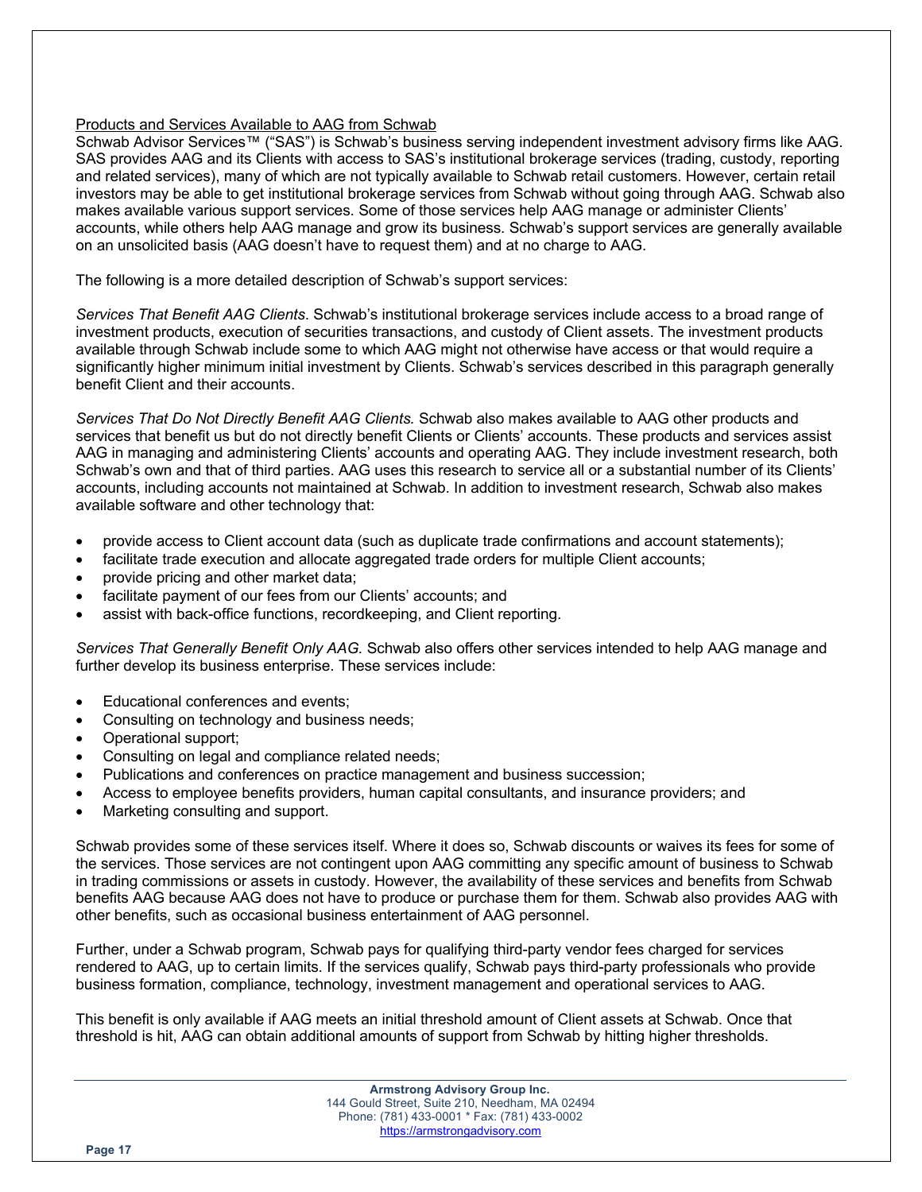Products and Services Available to AAG from Schwab

Schwab Advisor Services™ ("SAS") is Schwab's business serving independent investment advisory firms like AAG. SAS provides AAG and its Clients with access to SAS's institutional brokerage services (trading, custody, reporting and related services), many of which are not typically available to Schwab retail customers. However, certain retail investors may be able to get institutional brokerage services from Schwab without going through AAG. Schwab also makes available various support services. Some of those services help AAG manage or administer Clients' accounts, while others help AAG manage and grow its business. Schwab's support services are generally available on an unsolicited basis (AAG doesn't have to request them) and at no charge to AAG.

The following is a more detailed description of Schwab's support services:

*Services That Benefit AAG Clients*. Schwab's institutional brokerage services include access to a broad range of investment products, execution of securities transactions, and custody of Client assets. The investment products available through Schwab include some to which AAG might not otherwise have access or that would require a significantly higher minimum initial investment by Clients. Schwab's services described in this paragraph generally benefit Client and their accounts.

*Services That Do Not Directly Benefit AAG Clients.* Schwab also makes available to AAG other products and services that benefit us but do not directly benefit Clients or Clients' accounts. These products and services assist AAG in managing and administering Clients' accounts and operating AAG. They include investment research, both Schwab's own and that of third parties. AAG uses this research to service all or a substantial number of its Clients' accounts, including accounts not maintained at Schwab. In addition to investment research, Schwab also makes available software and other technology that:

- provide access to Client account data (such as duplicate trade confirmations and account statements);
- facilitate trade execution and allocate aggregated trade orders for multiple Client accounts;
- provide pricing and other market data;
- facilitate payment of our fees from our Clients' accounts; and
- assist with back-office functions, recordkeeping, and Client reporting.

*Services That Generally Benefit Only AAG.* Schwab also offers other services intended to help AAG manage and further develop its business enterprise. These services include:

- Educational conferences and events;
- Consulting on technology and business needs;
- Operational support;
- Consulting on legal and compliance related needs;
- Publications and conferences on practice management and business succession;
- Access to employee benefits providers, human capital consultants, and insurance providers; and
- Marketing consulting and support.

Schwab provides some of these services itself. Where it does so, Schwab discounts or waives its fees for some of the services. Those services are not contingent upon AAG committing any specific amount of business to Schwab in trading commissions or assets in custody. However, the availability of these services and benefits from Schwab benefits AAG because AAG does not have to produce or purchase them for them. Schwab also provides AAG with other benefits, such as occasional business entertainment of AAG personnel.

Further, under a Schwab program, Schwab pays for qualifying third-party vendor fees charged for services rendered to AAG, up to certain limits. If the services qualify, Schwab pays third-party professionals who provide business formation, compliance, technology, investment management and operational services to AAG.

This benefit is only available if AAG meets an initial threshold amount of Client assets at Schwab. Once that threshold is hit, AAG can obtain additional amounts of support from Schwab by hitting higher thresholds.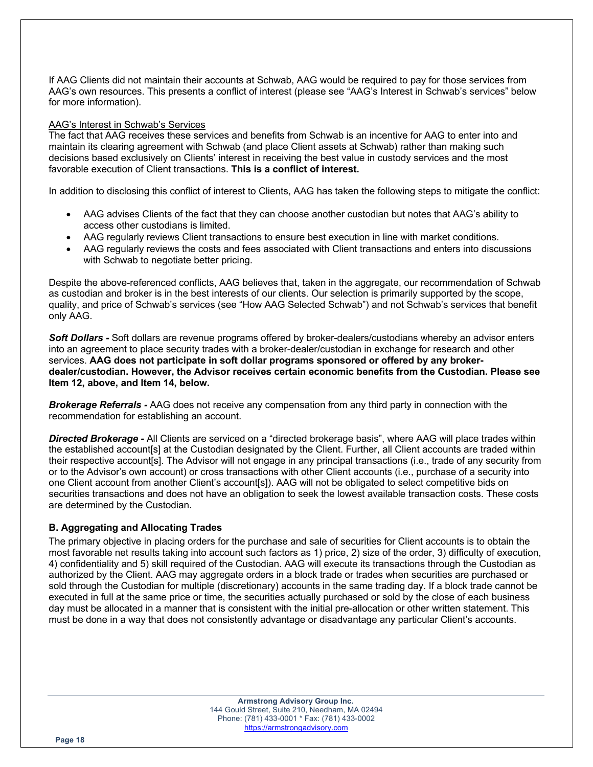If AAG Clients did not maintain their accounts at Schwab, AAG would be required to pay for those services from AAG's own resources. This presents a conflict of interest (please see "AAG's Interest in Schwab's services" below for more information).

<u>AAG's Interest in Schwab's Services</u>
The fact that AAG receives these services and benefits from Schwab is an incentive for AAG to enter into and maintain its clearing agreement with Schwab (and place Client assets at Schwab) rather than making such decisions based exclusively on Clients' interest in receiving the best value in custody services and the most favorable execution of Client transactions. **This is a conflict of interest.**

In addition to disclosing this conflict of interest to Clients, AAG has taken the following steps to mitigate the conflict:

- AAG advises Clients of the fact that they can choose another custodian but notes that AAG's ability to access other custodians is limited.
- AAG regularly reviews Client transactions to ensure best execution in line with market conditions.
- AAG regularly reviews the costs and fees associated with Client transactions and enters into discussions with Schwab to negotiate better pricing.

Despite the above-referenced conflicts, AAG believes that, taken in the aggregate, our recommendation of Schwab as custodian and broker is in the best interests of our clients. Our selection is primarily supported by the scope, quality, and price of Schwab's services (see "How AAG Selected Schwab") and not Schwab's services that benefit only AAG.

***Soft Dollars -*** Soft dollars are revenue programs offered by broker-dealers/custodians whereby an advisor enters into an agreement to place security trades with a broker-dealer/custodian in exchange for research and other services. **AAG does not participate in soft dollar programs sponsored or offered by any broker-dealer/custodian. However, the Advisor receives certain economic benefits from the Custodian. Please see Item 12, above, and Item 14, below.**

***Brokerage Referrals -*** AAG does not receive any compensation from any third party in connection with the recommendation for establishing an account.

***Directed Brokerage -*** All Clients are serviced on a "directed brokerage basis", where AAG will place trades within the established account[s] at the Custodian designated by the Client. Further, all Client accounts are traded within their respective account[s]. The Advisor will not engage in any principal transactions (i.e., trade of any security from or to the Advisor's own account) or cross transactions with other Client accounts (i.e., purchase of a security into one Client account from another Client's account[s]). AAG will not be obligated to select competitive bids on securities transactions and does not have an obligation to seek the lowest available transaction costs. These costs are determined by the Custodian.

### B. Aggregating and Allocating Trades

The primary objective in placing orders for the purchase and sale of securities for Client accounts is to obtain the most favorable net results taking into account such factors as 1) price, 2) size of the order, 3) difficulty of execution, 4) confidentiality and 5) skill required of the Custodian. AAG will execute its transactions through the Custodian as authorized by the Client. AAG may aggregate orders in a block trade or trades when securities are purchased or sold through the Custodian for multiple (discretionary) accounts in the same trading day. If a block trade cannot be executed in full at the same price or time, the securities actually purchased or sold by the close of each business day must be allocated in a manner that is consistent with the initial pre-allocation or other written statement. This must be done in a way that does not consistently advantage or disadvantage any particular Client's accounts.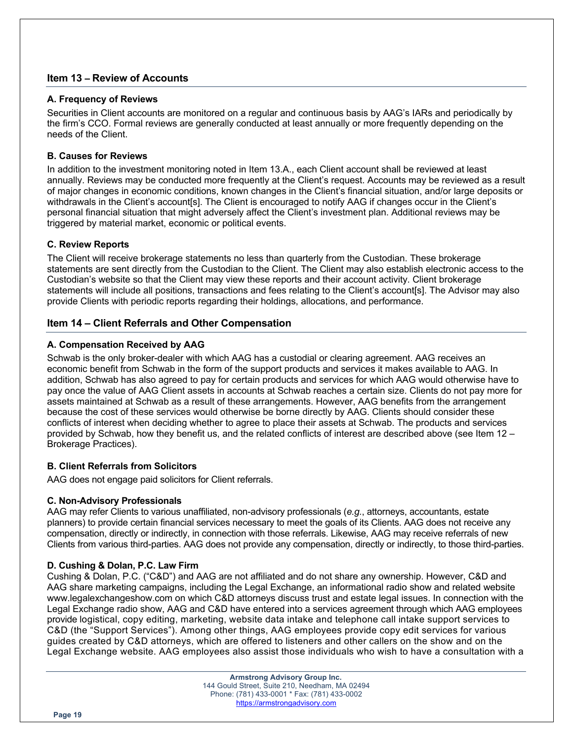## Item 13 – Review of Accounts

### A. Frequency of Reviews

Securities in Client accounts are monitored on a regular and continuous basis by AAG's IARs and periodically by the firm's CCO. Formal reviews are generally conducted at least annually or more frequently depending on the needs of the Client.

### B. Causes for Reviews

In addition to the investment monitoring noted in Item 13.A., each Client account shall be reviewed at least annually. Reviews may be conducted more frequently at the Client's request. Accounts may be reviewed as a result of major changes in economic conditions, known changes in the Client's financial situation, and/or large deposits or withdrawals in the Client's account[s]. The Client is encouraged to notify AAG if changes occur in the Client's personal financial situation that might adversely affect the Client's investment plan. Additional reviews may be triggered by material market, economic or political events.

### C. Review Reports

The Client will receive brokerage statements no less than quarterly from the Custodian. These brokerage statements are sent directly from the Custodian to the Client. The Client may also establish electronic access to the Custodian's website so that the Client may view these reports and their account activity. Client brokerage statements will include all positions, transactions and fees relating to the Client's account[s]. The Advisor may also provide Clients with periodic reports regarding their holdings, allocations, and performance.

## Item 14 – Client Referrals and Other Compensation

### A. Compensation Received by AAG

Schwab is the only broker-dealer with which AAG has a custodial or clearing agreement. AAG receives an economic benefit from Schwab in the form of the support products and services it makes available to AAG. In addition, Schwab has also agreed to pay for certain products and services for which AAG would otherwise have to pay once the value of AAG Client assets in accounts at Schwab reaches a certain size. Clients do not pay more for assets maintained at Schwab as a result of these arrangements. However, AAG benefits from the arrangement because the cost of these services would otherwise be borne directly by AAG. Clients should consider these conflicts of interest when deciding whether to agree to place their assets at Schwab. The products and services provided by Schwab, how they benefit us, and the related conflicts of interest are described above (see Item 12 – Brokerage Practices).

### B. Client Referrals from Solicitors

AAG does not engage paid solicitors for Client referrals.

### C. Non-Advisory Professionals

AAG may refer Clients to various unaffiliated, non-advisory professionals (*e.g.*, attorneys, accountants, estate planners) to provide certain financial services necessary to meet the goals of its Clients. AAG does not receive any compensation, directly or indirectly, in connection with those referrals. Likewise, AAG may receive referrals of new Clients from various third-parties. AAG does not provide any compensation, directly or indirectly, to those third-parties.

### D. Cushing & Dolan, P.C. Law Firm

Cushing & Dolan, P.C. ("C&D") and AAG are not affiliated and do not share any ownership. However, C&D and AAG share marketing campaigns, including the Legal Exchange, an informational radio show and related website www.legalexchangeshow.com on which C&D attorneys discuss trust and estate legal issues. In connection with the Legal Exchange radio show, AAG and C&D have entered into a services agreement through which AAG employees provide logistical, copy editing, marketing, website data intake and telephone call intake support services to C&D (the "Support Services"). Among other things, AAG employees provide copy edit services for various guides created by C&D attorneys, which are offered to listeners and other callers on the show and on the Legal Exchange website. AAG employees also assist those individuals who wish to have a consultation with a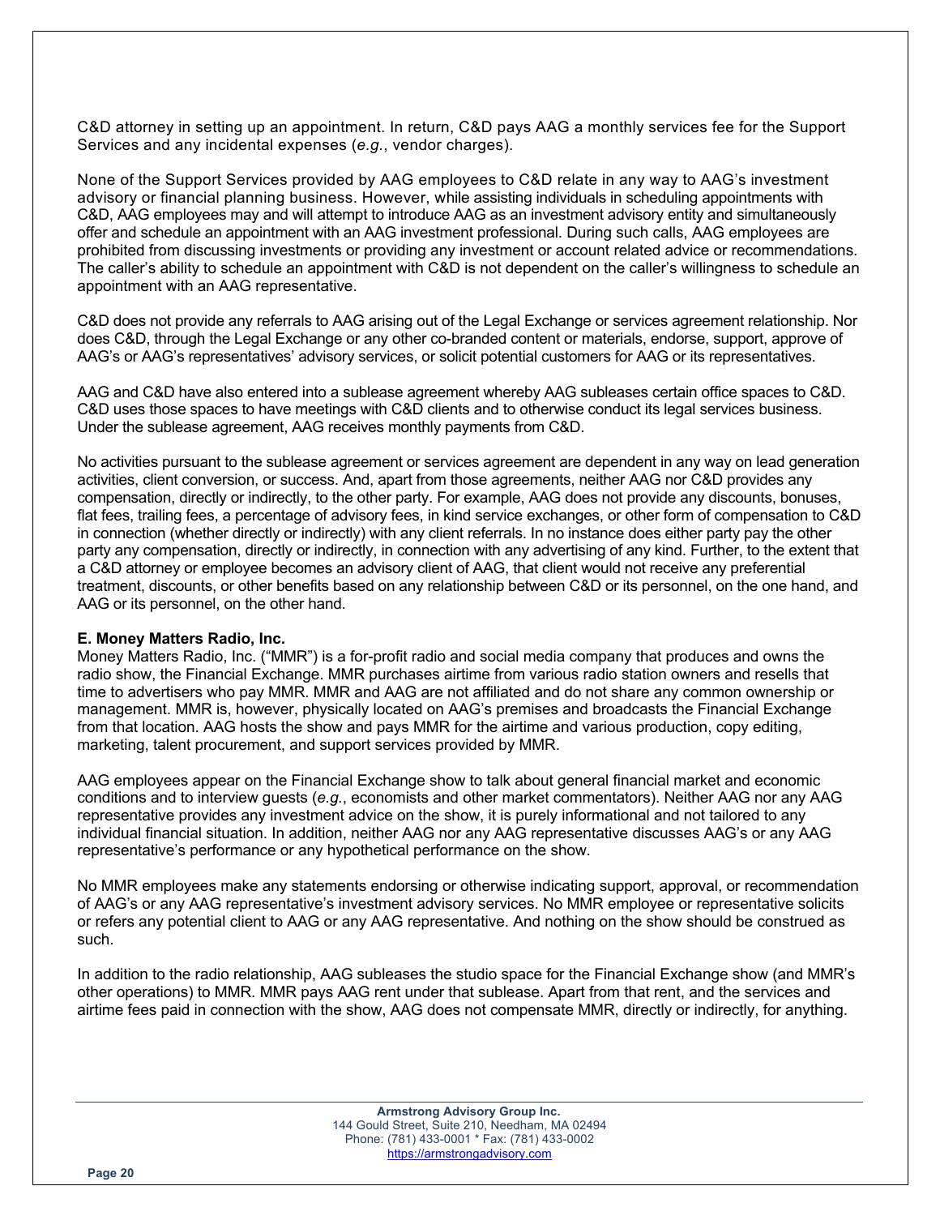C&D attorney in setting up an appointment. In return, C&D pays AAG a monthly services fee for the Support Services and any incidental expenses (*e.g.*, vendor charges).

None of the Support Services provided by AAG employees to C&D relate in any way to AAG's investment advisory or financial planning business. However, while assisting individuals in scheduling appointments with C&D, AAG employees may and will attempt to introduce AAG as an investment advisory entity and simultaneously offer and schedule an appointment with an AAG investment professional. During such calls, AAG employees are prohibited from discussing investments or providing any investment or account related advice or recommendations. The caller's ability to schedule an appointment with C&D is not dependent on the caller's willingness to schedule an appointment with an AAG representative.

C&D does not provide any referrals to AAG arising out of the Legal Exchange or services agreement relationship. Nor does C&D, through the Legal Exchange or any other co-branded content or materials, endorse, support, approve of AAG's or AAG's representatives' advisory services, or solicit potential customers for AAG or its representatives.

AAG and C&D have also entered into a sublease agreement whereby AAG subleases certain office spaces to C&D. C&D uses those spaces to have meetings with C&D clients and to otherwise conduct its legal services business. Under the sublease agreement, AAG receives monthly payments from C&D.

No activities pursuant to the sublease agreement or services agreement are dependent in any way on lead generation activities, client conversion, or success. And, apart from those agreements, neither AAG nor C&D provides any compensation, directly or indirectly, to the other party. For example, AAG does not provide any discounts, bonuses, flat fees, trailing fees, a percentage of advisory fees, in kind service exchanges, or other form of compensation to C&D in connection (whether directly or indirectly) with any client referrals. In no instance does either party pay the other party any compensation, directly or indirectly, in connection with any advertising of any kind. Further, to the extent that a C&D attorney or employee becomes an advisory client of AAG, that client would not receive any preferential treatment, discounts, or other benefits based on any relationship between C&D or its personnel, on the one hand, and AAG or its personnel, on the other hand.

**E. Money Matters Radio, Inc.**

Money Matters Radio, Inc. ("MMR") is a for-profit radio and social media company that produces and owns the radio show, the Financial Exchange. MMR purchases airtime from various radio station owners and resells that time to advertisers who pay MMR. MMR and AAG are not affiliated and do not share any common ownership or management. MMR is, however, physically located on AAG's premises and broadcasts the Financial Exchange from that location. AAG hosts the show and pays MMR for the airtime and various production, copy editing, marketing, talent procurement, and support services provided by MMR.

AAG employees appear on the Financial Exchange show to talk about general financial market and economic conditions and to interview guests (*e.g.*, economists and other market commentators). Neither AAG nor any AAG representative provides any investment advice on the show, it is purely informational and not tailored to any individual financial situation. In addition, neither AAG nor any AAG representative discusses AAG's or any AAG representative's performance or any hypothetical performance on the show.

No MMR employees make any statements endorsing or otherwise indicating support, approval, or recommendation of AAG's or any AAG representative's investment advisory services. No MMR employee or representative solicits or refers any potential client to AAG or any AAG representative. And nothing on the show should be construed as such.

In addition to the radio relationship, AAG subleases the studio space for the Financial Exchange show (and MMR's other operations) to MMR. MMR pays AAG rent under that sublease. Apart from that rent, and the services and airtime fees paid in connection with the show, AAG does not compensate MMR, directly or indirectly, for anything.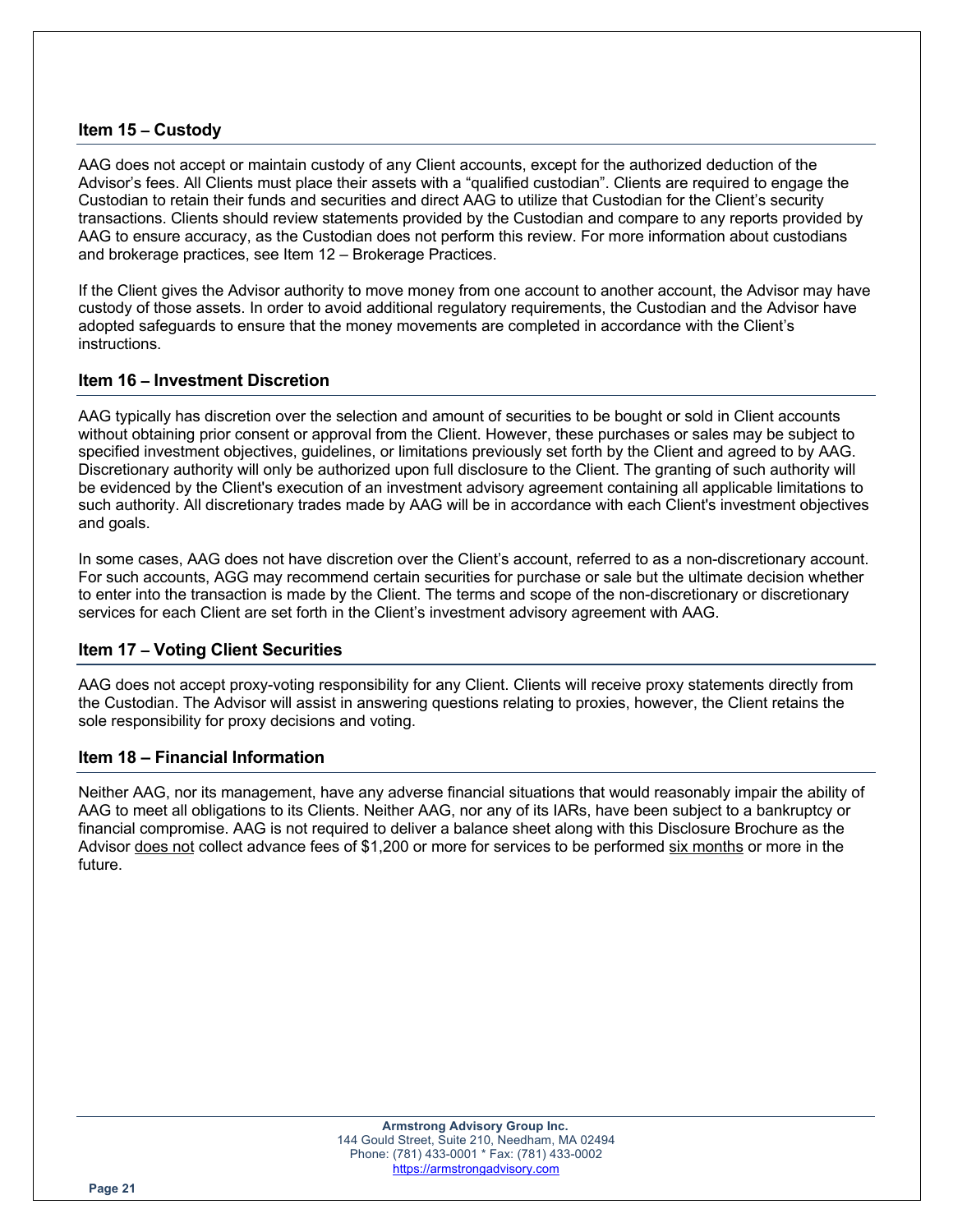## Item 15 – Custody

AAG does not accept or maintain custody of any Client accounts, except for the authorized deduction of the Advisor's fees. All Clients must place their assets with a "qualified custodian". Clients are required to engage the Custodian to retain their funds and securities and direct AAG to utilize that Custodian for the Client's security transactions. Clients should review statements provided by the Custodian and compare to any reports provided by AAG to ensure accuracy, as the Custodian does not perform this review. For more information about custodians and brokerage practices, see Item 12 – Brokerage Practices.

If the Client gives the Advisor authority to move money from one account to another account, the Advisor may have custody of those assets. In order to avoid additional regulatory requirements, the Custodian and the Advisor have adopted safeguards to ensure that the money movements are completed in accordance with the Client's instructions.

## Item 16 – Investment Discretion

AAG typically has discretion over the selection and amount of securities to be bought or sold in Client accounts without obtaining prior consent or approval from the Client. However, these purchases or sales may be subject to specified investment objectives, guidelines, or limitations previously set forth by the Client and agreed to by AAG. Discretionary authority will only be authorized upon full disclosure to the Client. The granting of such authority will be evidenced by the Client's execution of an investment advisory agreement containing all applicable limitations to such authority. All discretionary trades made by AAG will be in accordance with each Client's investment objectives and goals.

In some cases, AAG does not have discretion over the Client's account, referred to as a non-discretionary account. For such accounts, AGG may recommend certain securities for purchase or sale but the ultimate decision whether to enter into the transaction is made by the Client. The terms and scope of the non-discretionary or discretionary services for each Client are set forth in the Client's investment advisory agreement with AAG.

## Item 17 – Voting Client Securities

AAG does not accept proxy-voting responsibility for any Client. Clients will receive proxy statements directly from the Custodian. The Advisor will assist in answering questions relating to proxies, however, the Client retains the sole responsibility for proxy decisions and voting.

## Item 18 – Financial Information

Neither AAG, nor its management, have any adverse financial situations that would reasonably impair the ability of AAG to meet all obligations to its Clients. Neither AAG, nor any of its IARs, have been subject to a bankruptcy or financial compromise. AAG is not required to deliver a balance sheet along with this Disclosure Brochure as the Advisor does not collect advance fees of $1,200 or more for services to be performed six months or more in the future.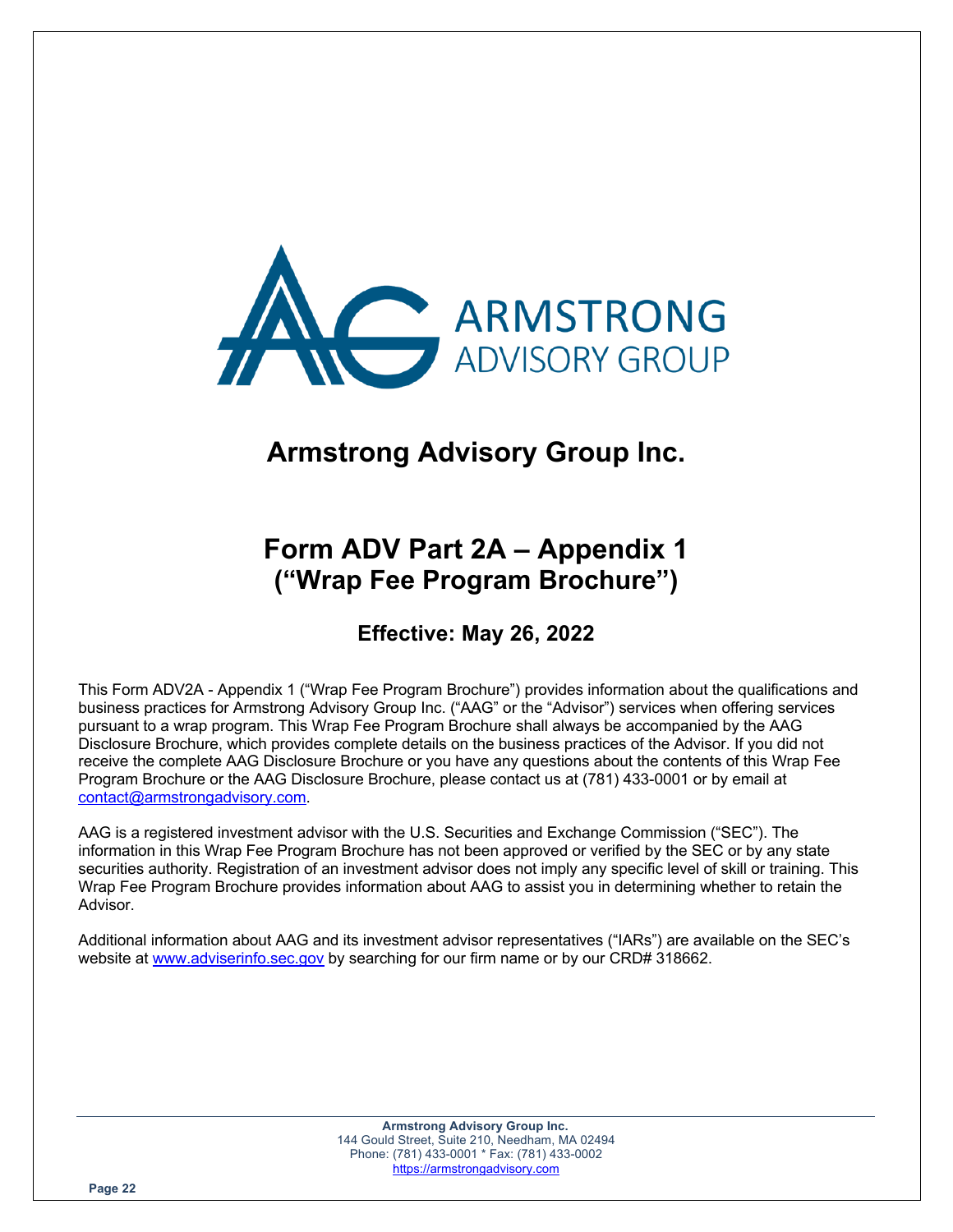# Armstrong Advisory Group Inc.

# Form ADV Part 2A – Appendix 1 ("Wrap Fee Program Brochure")

### Effective: May 26, 2022

This Form ADV2A - Appendix 1 ("Wrap Fee Program Brochure") provides information about the qualifications and business practices for Armstrong Advisory Group Inc. ("AAG" or the "Advisor") services when offering services pursuant to a wrap program. This Wrap Fee Program Brochure shall always be accompanied by the AAG Disclosure Brochure, which provides complete details on the business practices of the Advisor. If you did not receive the complete AAG Disclosure Brochure or you have any questions about the contents of this Wrap Fee Program Brochure or the AAG Disclosure Brochure, please contact us at (781) 433-0001 or by email at contact@armstrongadvisory.com.

AAG is a registered investment advisor with the U.S. Securities and Exchange Commission ("SEC"). The information in this Wrap Fee Program Brochure has not been approved or verified by the SEC or by any state securities authority. Registration of an investment advisor does not imply any specific level of skill or training. This Wrap Fee Program Brochure provides information about AAG to assist you in determining whether to retain the Advisor.

Additional information about AAG and its investment advisor representatives ("IARs") are available on the SEC's website at www.adviserinfo.sec.gov by searching for our firm name or by our CRD# 318662.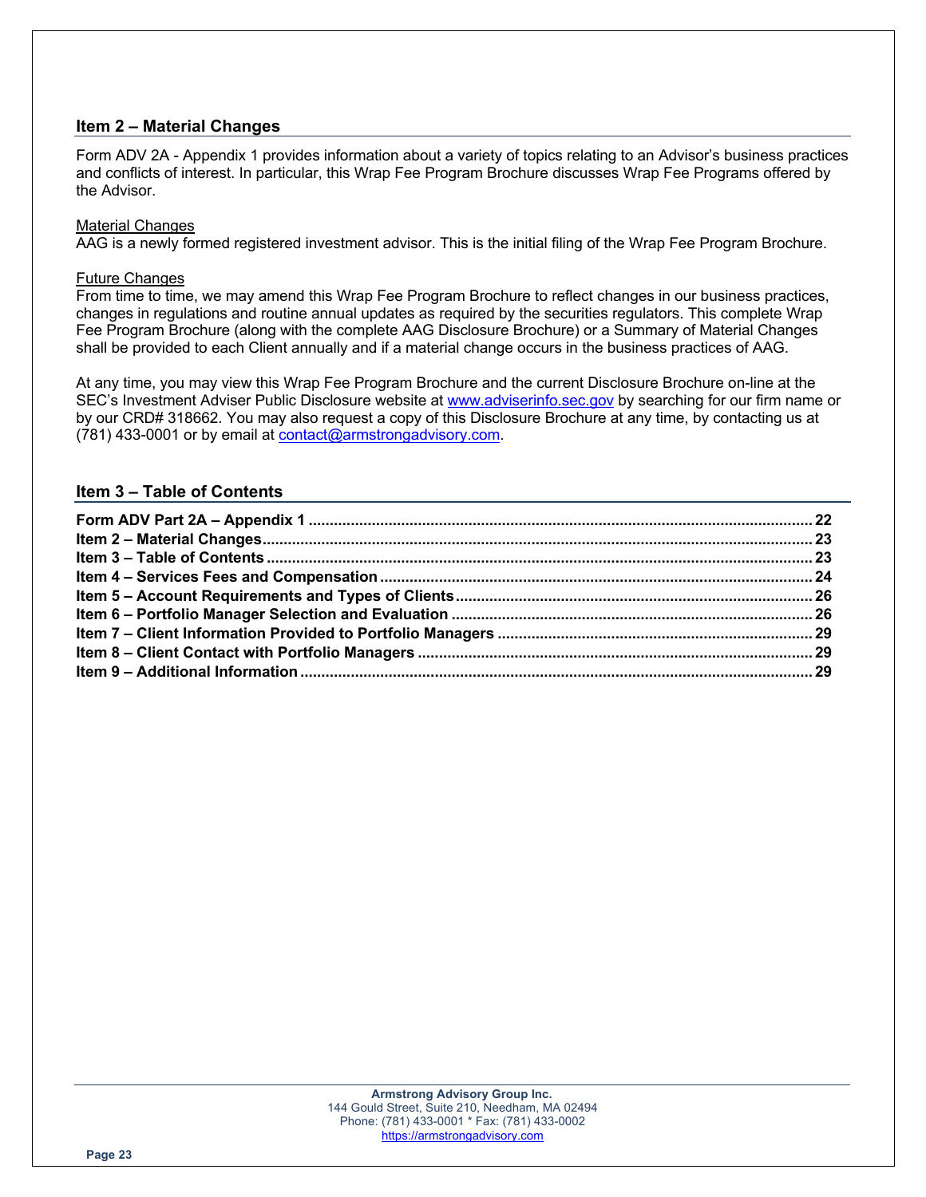## Item 2 – Material Changes

Form ADV 2A - Appendix 1 provides information about a variety of topics relating to an Advisor's business practices and conflicts of interest. In particular, this Wrap Fee Program Brochure discusses Wrap Fee Programs offered by the Advisor.

Material Changes
AAG is a newly formed registered investment advisor. This is the initial filing of the Wrap Fee Program Brochure.

Future Changes
From time to time, we may amend this Wrap Fee Program Brochure to reflect changes in our business practices, changes in regulations and routine annual updates as required by the securities regulators. This complete Wrap Fee Program Brochure (along with the complete AAG Disclosure Brochure) or a Summary of Material Changes shall be provided to each Client annually and if a material change occurs in the business practices of AAG.

At any time, you may view this Wrap Fee Program Brochure and the current Disclosure Brochure on-line at the SEC's Investment Adviser Public Disclosure website at www.adviserinfo.sec.gov by searching for our firm name or by our CRD# 318662. You may also request a copy of this Disclosure Brochure at any time, by contacting us at (781) 433-0001 or by email at contact@armstrongadvisory.com.

## Item 3 – Table of Contents

**Form ADV Part 2A – Appendix 1** ........................................ 22
**Item 2 – Material Changes** ........................................ 23
**Item 3 – Table of Contents** ........................................ 23
**Item 4 – Services Fees and Compensation** ........................................ 24
**Item 5 – Account Requirements and Types of Clients** ........................................ 26
**Item 6 – Portfolio Manager Selection and Evaluation** ........................................ 26
**Item 7 – Client Information Provided to Portfolio Managers** ........................................ 29
**Item 8 – Client Contact with Portfolio Managers** ........................................ 29
**Item 9 – Additional Information** ........................................ 29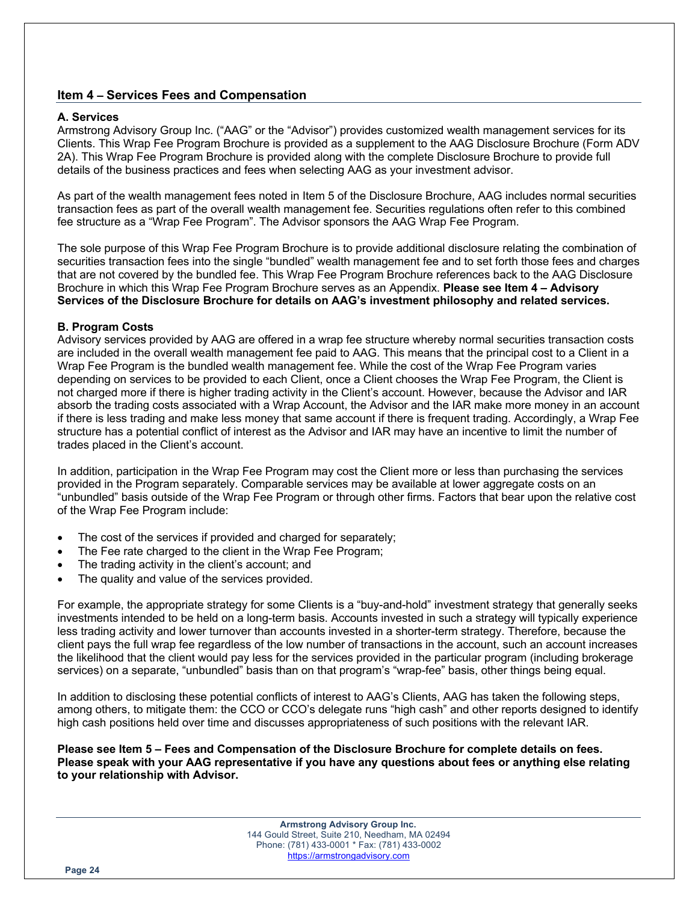## Item 4 – Services Fees and Compensation

### A. Services

Armstrong Advisory Group Inc. ("AAG" or the "Advisor") provides customized wealth management services for its Clients. This Wrap Fee Program Brochure is provided as a supplement to the AAG Disclosure Brochure (Form ADV 2A). This Wrap Fee Program Brochure is provided along with the complete Disclosure Brochure to provide full details of the business practices and fees when selecting AAG as your investment advisor.

As part of the wealth management fees noted in Item 5 of the Disclosure Brochure, AAG includes normal securities transaction fees as part of the overall wealth management fee. Securities regulations often refer to this combined fee structure as a "Wrap Fee Program". The Advisor sponsors the AAG Wrap Fee Program.

The sole purpose of this Wrap Fee Program Brochure is to provide additional disclosure relating the combination of securities transaction fees into the single "bundled" wealth management fee and to set forth those fees and charges that are not covered by the bundled fee. This Wrap Fee Program Brochure references back to the AAG Disclosure Brochure in which this Wrap Fee Program Brochure serves as an Appendix. **Please see Item 4 – Advisory Services of the Disclosure Brochure for details on AAG's investment philosophy and related services.**

### B. Program Costs

Advisory services provided by AAG are offered in a wrap fee structure whereby normal securities transaction costs are included in the overall wealth management fee paid to AAG. This means that the principal cost to a Client in a Wrap Fee Program is the bundled wealth management fee. While the cost of the Wrap Fee Program varies depending on services to be provided to each Client, once a Client chooses the Wrap Fee Program, the Client is not charged more if there is higher trading activity in the Client's account. However, because the Advisor and IAR absorb the trading costs associated with a Wrap Account, the Advisor and the IAR make more money in an account if there is less trading and make less money that same account if there is frequent trading. Accordingly, a Wrap Fee structure has a potential conflict of interest as the Advisor and IAR may have an incentive to limit the number of trades placed in the Client's account.

In addition, participation in the Wrap Fee Program may cost the Client more or less than purchasing the services provided in the Program separately. Comparable services may be available at lower aggregate costs on an "unbundled" basis outside of the Wrap Fee Program or through other firms. Factors that bear upon the relative cost of the Wrap Fee Program include:

- The cost of the services if provided and charged for separately;
- The Fee rate charged to the client in the Wrap Fee Program;
- The trading activity in the client's account; and
- The quality and value of the services provided.

For example, the appropriate strategy for some Clients is a "buy-and-hold" investment strategy that generally seeks investments intended to be held on a long-term basis. Accounts invested in such a strategy will typically experience less trading activity and lower turnover than accounts invested in a shorter-term strategy. Therefore, because the client pays the full wrap fee regardless of the low number of transactions in the account, such an account increases the likelihood that the client would pay less for the services provided in the particular program (including brokerage services) on a separate, "unbundled" basis than on that program's "wrap-fee" basis, other things being equal.

In addition to disclosing these potential conflicts of interest to AAG's Clients, AAG has taken the following steps, among others, to mitigate them: the CCO or CCO's delegate runs "high cash" and other reports designed to identify high cash positions held over time and discusses appropriateness of such positions with the relevant IAR.

**Please see Item 5 – Fees and Compensation of the Disclosure Brochure for complete details on fees. Please speak with your AAG representative if you have any questions about fees or anything else relating to your relationship with Advisor.**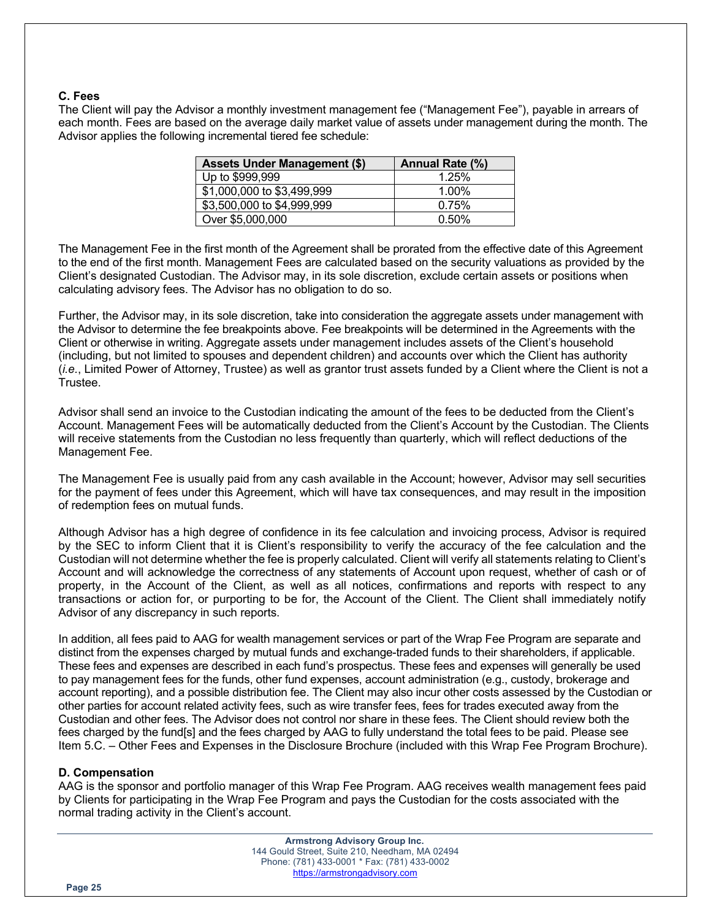### C. Fees

The Client will pay the Advisor a monthly investment management fee ("Management Fee"), payable in arrears of each month. Fees are based on the average daily market value of assets under management during the month. The Advisor applies the following incremental tiered fee schedule:

| Assets Under Management ($) | Annual Rate (%) |
|---|---|
| Up to $999,999 | 1.25% |
| $1,000,000 to $3,499,999 | 1.00% |
| $3,500,000 to $4,999,999 | 0.75% |
| Over $5,000,000 | 0.50% |

The Management Fee in the first month of the Agreement shall be prorated from the effective date of this Agreement to the end of the first month. Management Fees are calculated based on the security valuations as provided by the Client's designated Custodian. The Advisor may, in its sole discretion, exclude certain assets or positions when calculating advisory fees. The Advisor has no obligation to do so.

Further, the Advisor may, in its sole discretion, take into consideration the aggregate assets under management with the Advisor to determine the fee breakpoints above. Fee breakpoints will be determined in the Agreements with the Client or otherwise in writing. Aggregate assets under management includes assets of the Client's household (including, but not limited to spouses and dependent children) and accounts over which the Client has authority (*i.e.*, Limited Power of Attorney, Trustee) as well as grantor trust assets funded by a Client where the Client is not a Trustee.

Advisor shall send an invoice to the Custodian indicating the amount of the fees to be deducted from the Client's Account. Management Fees will be automatically deducted from the Client's Account by the Custodian. The Clients will receive statements from the Custodian no less frequently than quarterly, which will reflect deductions of the Management Fee.

The Management Fee is usually paid from any cash available in the Account; however, Advisor may sell securities for the payment of fees under this Agreement, which will have tax consequences, and may result in the imposition of redemption fees on mutual funds.

Although Advisor has a high degree of confidence in its fee calculation and invoicing process, Advisor is required by the SEC to inform Client that it is Client's responsibility to verify the accuracy of the fee calculation and the Custodian will not determine whether the fee is properly calculated. Client will verify all statements relating to Client's Account and will acknowledge the correctness of any statements of Account upon request, whether of cash or of property, in the Account of the Client, as well as all notices, confirmations and reports with respect to any transactions or action for, or purporting to be for, the Account of the Client. The Client shall immediately notify Advisor of any discrepancy in such reports.

In addition, all fees paid to AAG for wealth management services or part of the Wrap Fee Program are separate and distinct from the expenses charged by mutual funds and exchange-traded funds to their shareholders, if applicable. These fees and expenses are described in each fund's prospectus. These fees and expenses will generally be used to pay management fees for the funds, other fund expenses, account administration (e.g., custody, brokerage and account reporting), and a possible distribution fee. The Client may also incur other costs assessed by the Custodian or other parties for account related activity fees, such as wire transfer fees, fees for trades executed away from the Custodian and other fees. The Advisor does not control nor share in these fees. The Client should review both the fees charged by the fund[s] and the fees charged by AAG to fully understand the total fees to be paid. Please see Item 5.C. – Other Fees and Expenses in the Disclosure Brochure (included with this Wrap Fee Program Brochure).

### D. Compensation

AAG is the sponsor and portfolio manager of this Wrap Fee Program. AAG receives wealth management fees paid by Clients for participating in the Wrap Fee Program and pays the Custodian for the costs associated with the normal trading activity in the Client's account.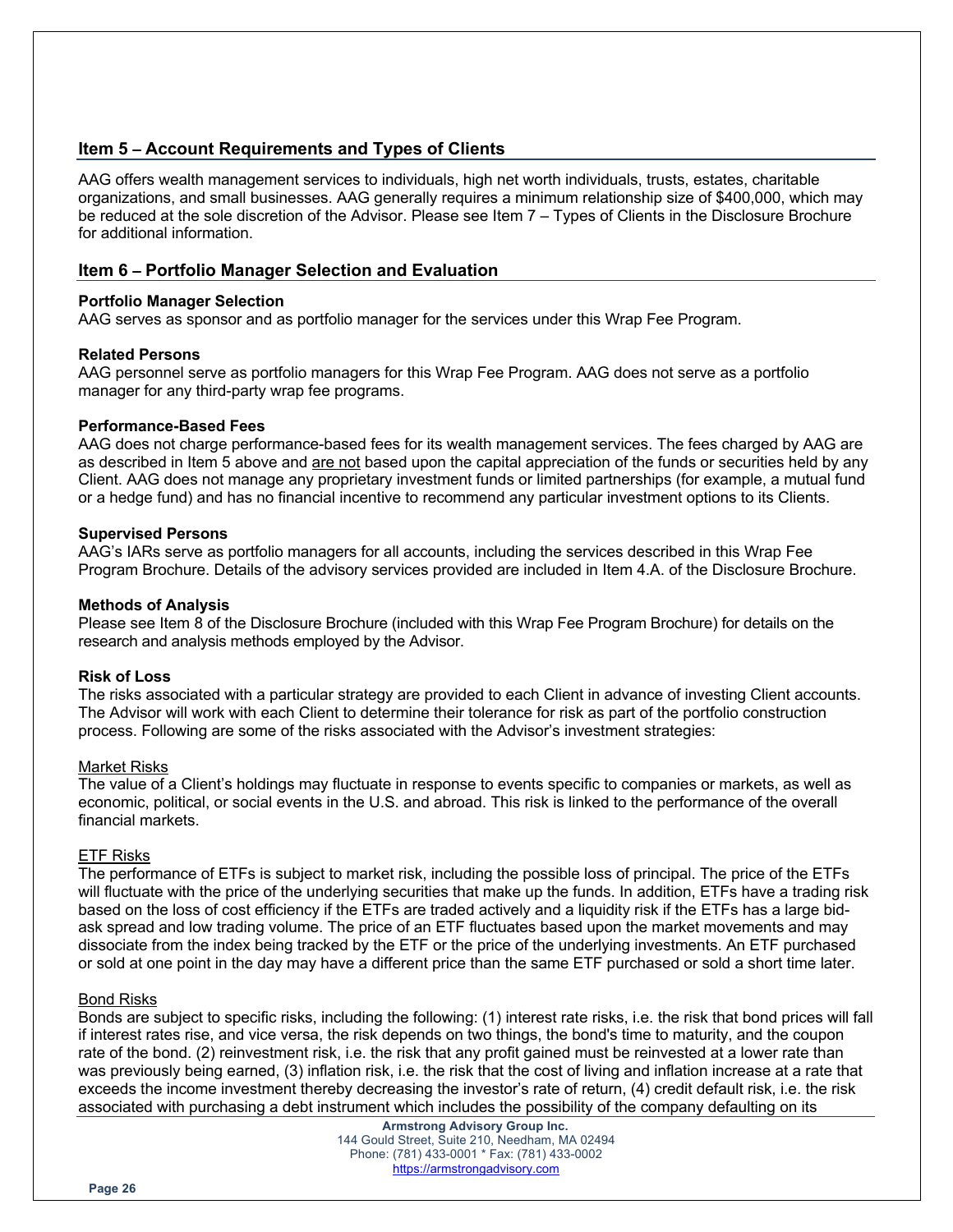## Item 5 – Account Requirements and Types of Clients

AAG offers wealth management services to individuals, high net worth individuals, trusts, estates, charitable organizations, and small businesses. AAG generally requires a minimum relationship size of $400,000, which may be reduced at the sole discretion of the Advisor. Please see Item 7 – Types of Clients in the Disclosure Brochure for additional information.

## Item 6 – Portfolio Manager Selection and Evaluation

### Portfolio Manager Selection

AAG serves as sponsor and as portfolio manager for the services under this Wrap Fee Program.

### Related Persons

AAG personnel serve as portfolio managers for this Wrap Fee Program. AAG does not serve as a portfolio manager for any third-party wrap fee programs.

### Performance-Based Fees

AAG does not charge performance-based fees for its wealth management services. The fees charged by AAG are as described in Item 5 above and are not based upon the capital appreciation of the funds or securities held by any Client. AAG does not manage any proprietary investment funds or limited partnerships (for example, a mutual fund or a hedge fund) and has no financial incentive to recommend any particular investment options to its Clients.

### Supervised Persons

AAG's IARs serve as portfolio managers for all accounts, including the services described in this Wrap Fee Program Brochure. Details of the advisory services provided are included in Item 4.A. of the Disclosure Brochure.

### Methods of Analysis

Please see Item 8 of the Disclosure Brochure (included with this Wrap Fee Program Brochure) for details on the research and analysis methods employed by the Advisor.

### Risk of Loss

The risks associated with a particular strategy are provided to each Client in advance of investing Client accounts. The Advisor will work with each Client to determine their tolerance for risk as part of the portfolio construction process. Following are some of the risks associated with the Advisor's investment strategies:

Market Risks

The value of a Client's holdings may fluctuate in response to events specific to companies or markets, as well as economic, political, or social events in the U.S. and abroad. This risk is linked to the performance of the overall financial markets.

ETF Risks

The performance of ETFs is subject to market risk, including the possible loss of principal. The price of the ETFs will fluctuate with the price of the underlying securities that make up the funds. In addition, ETFs have a trading risk based on the loss of cost efficiency if the ETFs are traded actively and a liquidity risk if the ETFs has a large bid-ask spread and low trading volume. The price of an ETF fluctuates based upon the market movements and may dissociate from the index being tracked by the ETF or the price of the underlying investments. An ETF purchased or sold at one point in the day may have a different price than the same ETF purchased or sold a short time later.

Bond Risks

Bonds are subject to specific risks, including the following: (1) interest rate risks, i.e. the risk that bond prices will fall if interest rates rise, and vice versa, the risk depends on two things, the bond's time to maturity, and the coupon rate of the bond. (2) reinvestment risk, i.e. the risk that any profit gained must be reinvested at a lower rate than was previously being earned, (3) inflation risk, i.e. the risk that the cost of living and inflation increase at a rate that exceeds the income investment thereby decreasing the investor's rate of return, (4) credit default risk, i.e. the risk associated with purchasing a debt instrument which includes the possibility of the company defaulting on its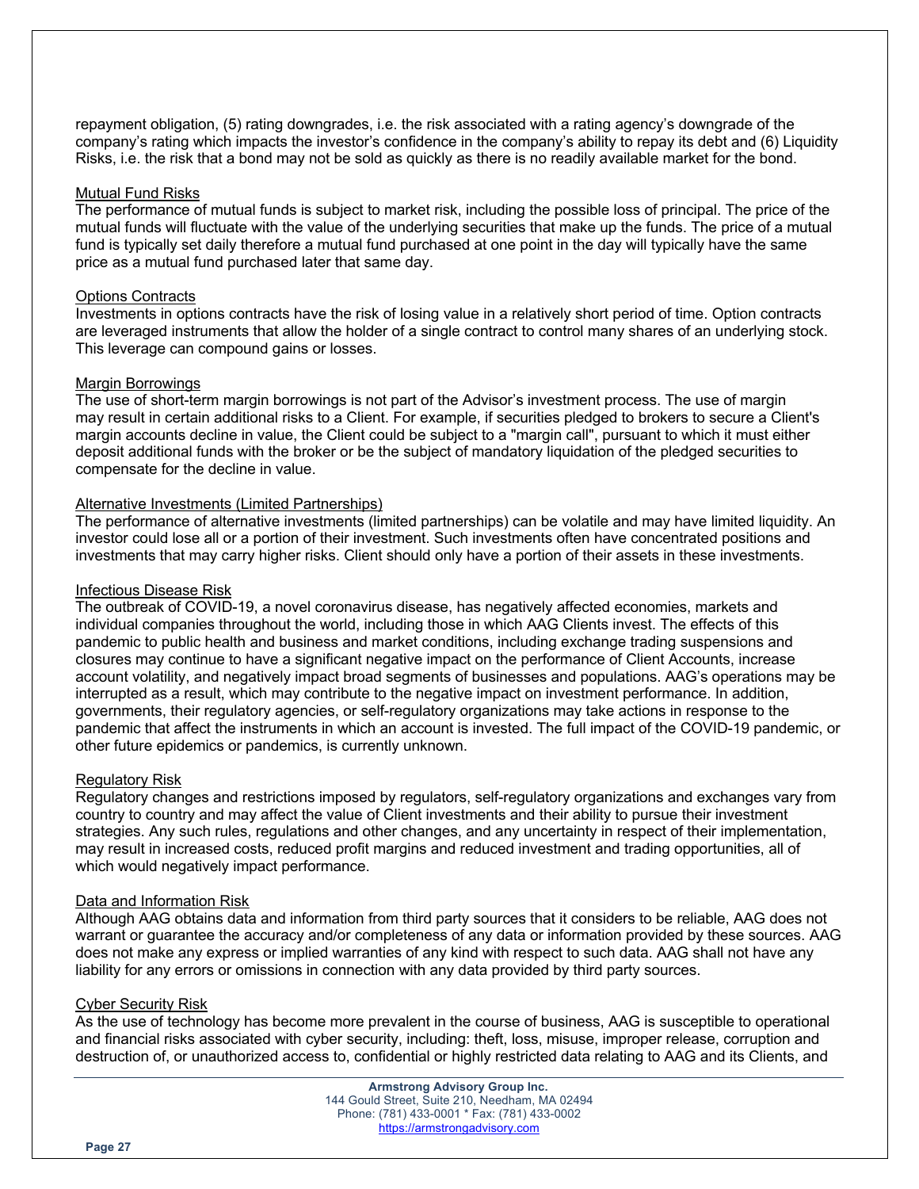repayment obligation, (5) rating downgrades, i.e. the risk associated with a rating agency's downgrade of the company's rating which impacts the investor's confidence in the company's ability to repay its debt and (6) Liquidity Risks, i.e. the risk that a bond may not be sold as quickly as there is no readily available market for the bond.

Mutual Fund Risks

The performance of mutual funds is subject to market risk, including the possible loss of principal. The price of the mutual funds will fluctuate with the value of the underlying securities that make up the funds. The price of a mutual fund is typically set daily therefore a mutual fund purchased at one point in the day will typically have the same price as a mutual fund purchased later that same day.

Options Contracts

Investments in options contracts have the risk of losing value in a relatively short period of time. Option contracts are leveraged instruments that allow the holder of a single contract to control many shares of an underlying stock. This leverage can compound gains or losses.

Margin Borrowings

The use of short-term margin borrowings is not part of the Advisor's investment process. The use of margin may result in certain additional risks to a Client. For example, if securities pledged to brokers to secure a Client's margin accounts decline in value, the Client could be subject to a "margin call", pursuant to which it must either deposit additional funds with the broker or be the subject of mandatory liquidation of the pledged securities to compensate for the decline in value.

Alternative Investments (Limited Partnerships)

The performance of alternative investments (limited partnerships) can be volatile and may have limited liquidity. An investor could lose all or a portion of their investment. Such investments often have concentrated positions and investments that may carry higher risks. Client should only have a portion of their assets in these investments.

Infectious Disease Risk

The outbreak of COVID-19, a novel coronavirus disease, has negatively affected economies, markets and individual companies throughout the world, including those in which AAG Clients invest. The effects of this pandemic to public health and business and market conditions, including exchange trading suspensions and closures may continue to have a significant negative impact on the performance of Client Accounts, increase account volatility, and negatively impact broad segments of businesses and populations. AAG's operations may be interrupted as a result, which may contribute to the negative impact on investment performance. In addition, governments, their regulatory agencies, or self-regulatory organizations may take actions in response to the pandemic that affect the instruments in which an account is invested. The full impact of the COVID-19 pandemic, or other future epidemics or pandemics, is currently unknown.

Regulatory Risk

Regulatory changes and restrictions imposed by regulators, self-regulatory organizations and exchanges vary from country to country and may affect the value of Client investments and their ability to pursue their investment strategies. Any such rules, regulations and other changes, and any uncertainty in respect of their implementation, may result in increased costs, reduced profit margins and reduced investment and trading opportunities, all of which would negatively impact performance.

Data and Information Risk

Although AAG obtains data and information from third party sources that it considers to be reliable, AAG does not warrant or guarantee the accuracy and/or completeness of any data or information provided by these sources. AAG does not make any express or implied warranties of any kind with respect to such data. AAG shall not have any liability for any errors or omissions in connection with any data provided by third party sources.

Cyber Security Risk

As the use of technology has become more prevalent in the course of business, AAG is susceptible to operational and financial risks associated with cyber security, including: theft, loss, misuse, improper release, corruption and destruction of, or unauthorized access to, confidential or highly restricted data relating to AAG and its Clients, and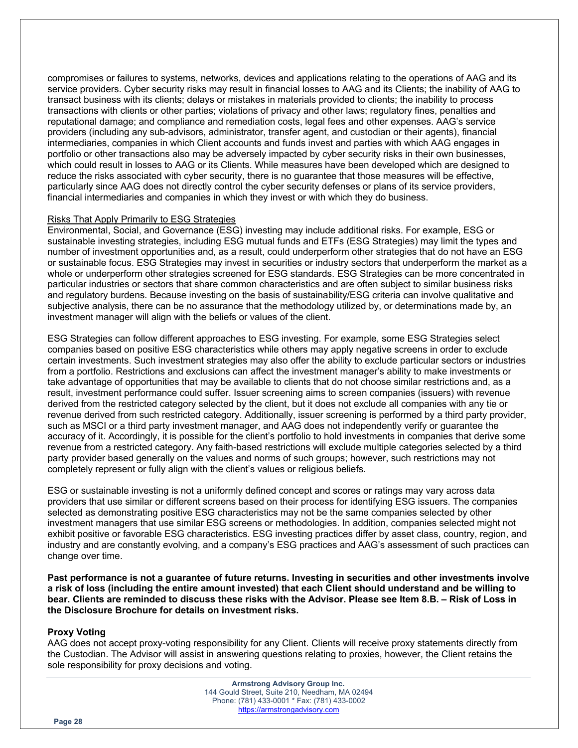compromises or failures to systems, networks, devices and applications relating to the operations of AAG and its service providers. Cyber security risks may result in financial losses to AAG and its Clients; the inability of AAG to transact business with its clients; delays or mistakes in materials provided to clients; the inability to process transactions with clients or other parties; violations of privacy and other laws; regulatory fines, penalties and reputational damage; and compliance and remediation costs, legal fees and other expenses. AAG's service providers (including any sub-advisors, administrator, transfer agent, and custodian or their agents), financial intermediaries, companies in which Client accounts and funds invest and parties with which AAG engages in portfolio or other transactions also may be adversely impacted by cyber security risks in their own businesses, which could result in losses to AAG or its Clients. While measures have been developed which are designed to reduce the risks associated with cyber security, there is no guarantee that those measures will be effective, particularly since AAG does not directly control the cyber security defenses or plans of its service providers, financial intermediaries and companies in which they invest or with which they do business.

Risks That Apply Primarily to ESG Strategies

Environmental, Social, and Governance (ESG) investing may include additional risks. For example, ESG or sustainable investing strategies, including ESG mutual funds and ETFs (ESG Strategies) may limit the types and number of investment opportunities and, as a result, could underperform other strategies that do not have an ESG or sustainable focus. ESG Strategies may invest in securities or industry sectors that underperform the market as a whole or underperform other strategies screened for ESG standards. ESG Strategies can be more concentrated in particular industries or sectors that share common characteristics and are often subject to similar business risks and regulatory burdens. Because investing on the basis of sustainability/ESG criteria can involve qualitative and subjective analysis, there can be no assurance that the methodology utilized by, or determinations made by, an investment manager will align with the beliefs or values of the client.

ESG Strategies can follow different approaches to ESG investing. For example, some ESG Strategies select companies based on positive ESG characteristics while others may apply negative screens in order to exclude certain investments. Such investment strategies may also offer the ability to exclude particular sectors or industries from a portfolio. Restrictions and exclusions can affect the investment manager's ability to make investments or take advantage of opportunities that may be available to clients that do not choose similar restrictions and, as a result, investment performance could suffer. Issuer screening aims to screen companies (issuers) with revenue derived from the restricted category selected by the client, but it does not exclude all companies with any tie or revenue derived from such restricted category. Additionally, issuer screening is performed by a third party provider, such as MSCI or a third party investment manager, and AAG does not independently verify or guarantee the accuracy of it. Accordingly, it is possible for the client's portfolio to hold investments in companies that derive some revenue from a restricted category. Any faith-based restrictions will exclude multiple categories selected by a third party provider based generally on the values and norms of such groups; however, such restrictions may not completely represent or fully align with the client's values or religious beliefs.

ESG or sustainable investing is not a uniformly defined concept and scores or ratings may vary across data providers that use similar or different screens based on their process for identifying ESG issuers. The companies selected as demonstrating positive ESG characteristics may not be the same companies selected by other investment managers that use similar ESG screens or methodologies. In addition, companies selected might not exhibit positive or favorable ESG characteristics. ESG investing practices differ by asset class, country, region, and industry and are constantly evolving, and a company's ESG practices and AAG's assessment of such practices can change over time.

**Past performance is not a guarantee of future returns. Investing in securities and other investments involve a risk of loss (including the entire amount invested) that each Client should understand and be willing to bear. Clients are reminded to discuss these risks with the Advisor. Please see Item 8.B. – Risk of Loss in the Disclosure Brochure for details on investment risks.**

**Proxy Voting**

AAG does not accept proxy-voting responsibility for any Client. Clients will receive proxy statements directly from the Custodian. The Advisor will assist in answering questions relating to proxies, however, the Client retains the sole responsibility for proxy decisions and voting.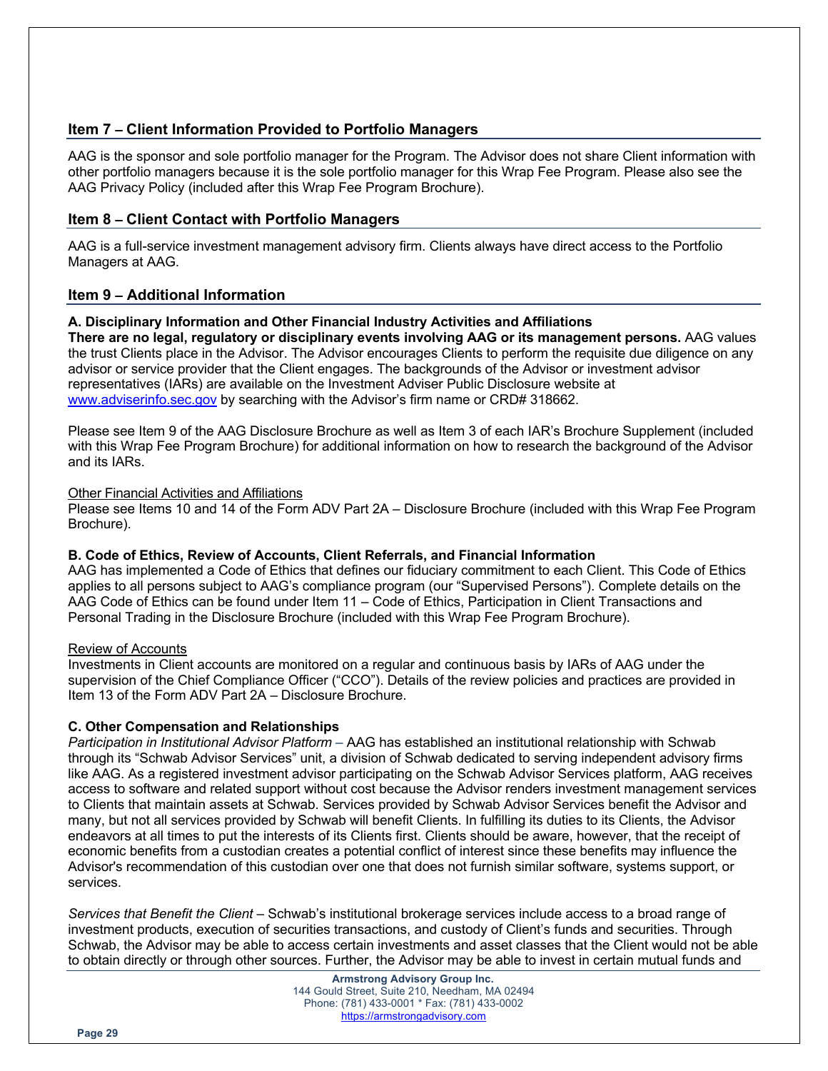## Item 7 – Client Information Provided to Portfolio Managers

AAG is the sponsor and sole portfolio manager for the Program. The Advisor does not share Client information with other portfolio managers because it is the sole portfolio manager for this Wrap Fee Program. Please also see the AAG Privacy Policy (included after this Wrap Fee Program Brochure).

## Item 8 – Client Contact with Portfolio Managers

AAG is a full-service investment management advisory firm. Clients always have direct access to the Portfolio Managers at AAG.

## Item 9 – Additional Information

### A. Disciplinary Information and Other Financial Industry Activities and Affiliations

**There are no legal, regulatory or disciplinary events involving AAG or its management persons.** AAG values the trust Clients place in the Advisor. The Advisor encourages Clients to perform the requisite due diligence on any advisor or service provider that the Client engages. The backgrounds of the Advisor or investment advisor representatives (IARs) are available on the Investment Adviser Public Disclosure website at www.adviserinfo.sec.gov by searching with the Advisor's firm name or CRD# 318662.

Please see Item 9 of the AAG Disclosure Brochure as well as Item 3 of each IAR's Brochure Supplement (included with this Wrap Fee Program Brochure) for additional information on how to research the background of the Advisor and its IARs.

Other Financial Activities and Affiliations

Please see Items 10 and 14 of the Form ADV Part 2A – Disclosure Brochure (included with this Wrap Fee Program Brochure).

### B. Code of Ethics, Review of Accounts, Client Referrals, and Financial Information

AAG has implemented a Code of Ethics that defines our fiduciary commitment to each Client. This Code of Ethics applies to all persons subject to AAG's compliance program (our "Supervised Persons"). Complete details on the AAG Code of Ethics can be found under Item 11 – Code of Ethics, Participation in Client Transactions and Personal Trading in the Disclosure Brochure (included with this Wrap Fee Program Brochure).

Review of Accounts

Investments in Client accounts are monitored on a regular and continuous basis by IARs of AAG under the supervision of the Chief Compliance Officer ("CCO"). Details of the review policies and practices are provided in Item 13 of the Form ADV Part 2A – Disclosure Brochure.

### C. Other Compensation and Relationships

*Participation in Institutional Advisor Platform* – AAG has established an institutional relationship with Schwab through its "Schwab Advisor Services" unit, a division of Schwab dedicated to serving independent advisory firms like AAG. As a registered investment advisor participating on the Schwab Advisor Services platform, AAG receives access to software and related support without cost because the Advisor renders investment management services to Clients that maintain assets at Schwab. Services provided by Schwab Advisor Services benefit the Advisor and many, but not all services provided by Schwab will benefit Clients. In fulfilling its duties to its Clients, the Advisor endeavors at all times to put the interests of its Clients first. Clients should be aware, however, that the receipt of economic benefits from a custodian creates a potential conflict of interest since these benefits may influence the Advisor's recommendation of this custodian over one that does not furnish similar software, systems support, or services.

*Services that Benefit the Client* – Schwab's institutional brokerage services include access to a broad range of investment products, execution of securities transactions, and custody of Client's funds and securities. Through Schwab, the Advisor may be able to access certain investments and asset classes that the Client would not be able to obtain directly or through other sources. Further, the Advisor may be able to invest in certain mutual funds and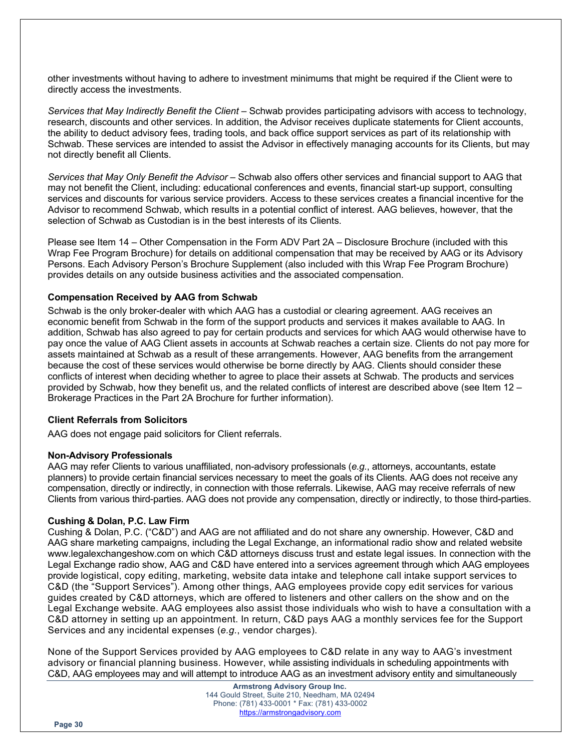other investments without having to adhere to investment minimums that might be required if the Client were to directly access the investments.

*Services that May Indirectly Benefit the Client* – Schwab provides participating advisors with access to technology, research, discounts and other services. In addition, the Advisor receives duplicate statements for Client accounts, the ability to deduct advisory fees, trading tools, and back office support services as part of its relationship with Schwab. These services are intended to assist the Advisor in effectively managing accounts for its Clients, but may not directly benefit all Clients.

*Services that May Only Benefit the Advisor* – Schwab also offers other services and financial support to AAG that may not benefit the Client, including: educational conferences and events, financial start-up support, consulting services and discounts for various service providers. Access to these services creates a financial incentive for the Advisor to recommend Schwab, which results in a potential conflict of interest. AAG believes, however, that the selection of Schwab as Custodian is in the best interests of its Clients.

Please see Item 14 – Other Compensation in the Form ADV Part 2A – Disclosure Brochure (included with this Wrap Fee Program Brochure) for details on additional compensation that may be received by AAG or its Advisory Persons. Each Advisory Person's Brochure Supplement (also included with this Wrap Fee Program Brochure) provides details on any outside business activities and the associated compensation.

**Compensation Received by AAG from Schwab**

Schwab is the only broker-dealer with which AAG has a custodial or clearing agreement. AAG receives an economic benefit from Schwab in the form of the support products and services it makes available to AAG. In addition, Schwab has also agreed to pay for certain products and services for which AAG would otherwise have to pay once the value of AAG Client assets in accounts at Schwab reaches a certain size. Clients do not pay more for assets maintained at Schwab as a result of these arrangements. However, AAG benefits from the arrangement because the cost of these services would otherwise be borne directly by AAG. Clients should consider these conflicts of interest when deciding whether to agree to place their assets at Schwab. The products and services provided by Schwab, how they benefit us, and the related conflicts of interest are described above (see Item 12 – Brokerage Practices in the Part 2A Brochure for further information).

**Client Referrals from Solicitors**

AAG does not engage paid solicitors for Client referrals.

**Non-Advisory Professionals**

AAG may refer Clients to various unaffiliated, non-advisory professionals (*e.g.*, attorneys, accountants, estate planners) to provide certain financial services necessary to meet the goals of its Clients. AAG does not receive any compensation, directly or indirectly, in connection with those referrals. Likewise, AAG may receive referrals of new Clients from various third-parties. AAG does not provide any compensation, directly or indirectly, to those third-parties.

**Cushing & Dolan, P.C. Law Firm**

Cushing & Dolan, P.C. ("C&D") and AAG are not affiliated and do not share any ownership. However, C&D and AAG share marketing campaigns, including the Legal Exchange, an informational radio show and related website www.legalexchangeshow.com on which C&D attorneys discuss trust and estate legal issues. In connection with the Legal Exchange radio show, AAG and C&D have entered into a services agreement through which AAG employees provide logistical, copy editing, marketing, website data intake and telephone call intake support services to C&D (the "Support Services"). Among other things, AAG employees provide copy edit services for various guides created by C&D attorneys, which are offered to listeners and other callers on the show and on the Legal Exchange website. AAG employees also assist those individuals who wish to have a consultation with a C&D attorney in setting up an appointment. In return, C&D pays AAG a monthly services fee for the Support Services and any incidental expenses (*e.g.*, vendor charges).

None of the Support Services provided by AAG employees to C&D relate in any way to AAG's investment advisory or financial planning business. However, while assisting individuals in scheduling appointments with C&D, AAG employees may and will attempt to introduce AAG as an investment advisory entity and simultaneously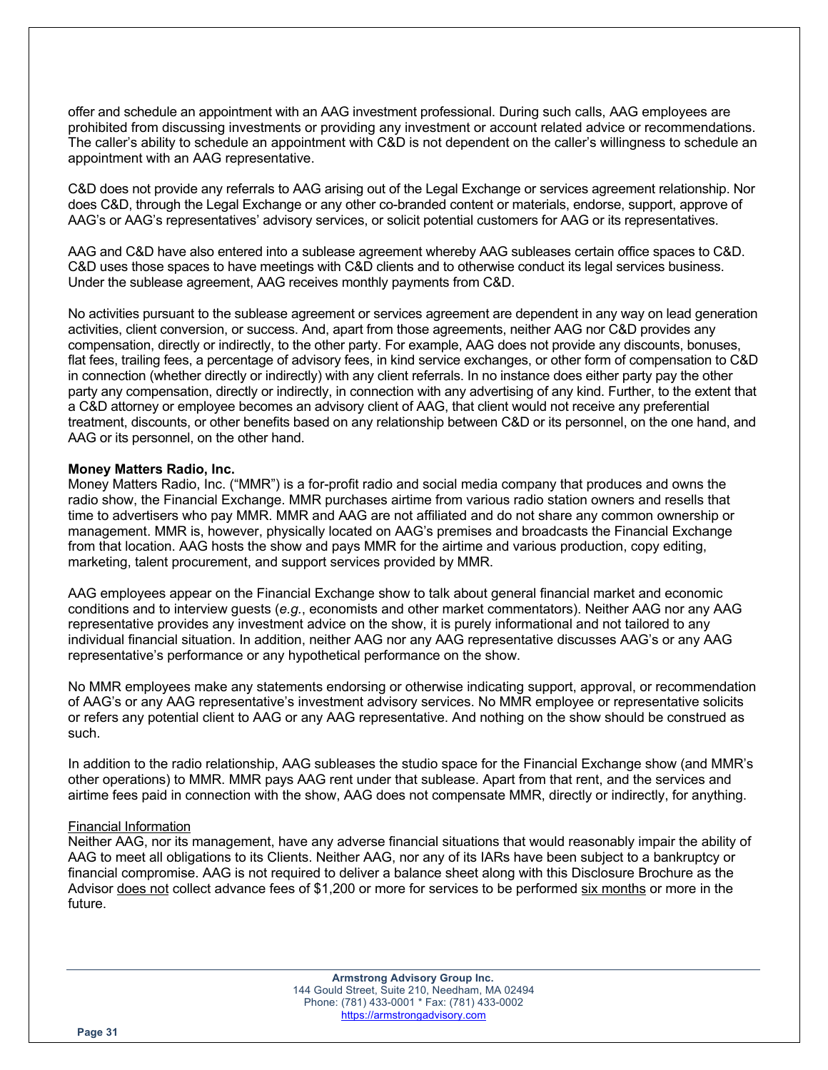offer and schedule an appointment with an AAG investment professional. During such calls, AAG employees are prohibited from discussing investments or providing any investment or account related advice or recommendations. The caller's ability to schedule an appointment with C&D is not dependent on the caller's willingness to schedule an appointment with an AAG representative.

C&D does not provide any referrals to AAG arising out of the Legal Exchange or services agreement relationship. Nor does C&D, through the Legal Exchange or any other co-branded content or materials, endorse, support, approve of AAG's or AAG's representatives' advisory services, or solicit potential customers for AAG or its representatives.

AAG and C&D have also entered into a sublease agreement whereby AAG subleases certain office spaces to C&D. C&D uses those spaces to have meetings with C&D clients and to otherwise conduct its legal services business. Under the sublease agreement, AAG receives monthly payments from C&D.

No activities pursuant to the sublease agreement or services agreement are dependent in any way on lead generation activities, client conversion, or success. And, apart from those agreements, neither AAG nor C&D provides any compensation, directly or indirectly, to the other party. For example, AAG does not provide any discounts, bonuses, flat fees, trailing fees, a percentage of advisory fees, in kind service exchanges, or other form of compensation to C&D in connection (whether directly or indirectly) with any client referrals. In no instance does either party pay the other party any compensation, directly or indirectly, in connection with any advertising of any kind. Further, to the extent that a C&D attorney or employee becomes an advisory client of AAG, that client would not receive any preferential treatment, discounts, or other benefits based on any relationship between C&D or its personnel, on the one hand, and AAG or its personnel, on the other hand.

**Money Matters Radio, Inc.**

Money Matters Radio, Inc. ("MMR") is a for-profit radio and social media company that produces and owns the radio show, the Financial Exchange. MMR purchases airtime from various radio station owners and resells that time to advertisers who pay MMR. MMR and AAG are not affiliated and do not share any common ownership or management. MMR is, however, physically located on AAG's premises and broadcasts the Financial Exchange from that location. AAG hosts the show and pays MMR for the airtime and various production, copy editing, marketing, talent procurement, and support services provided by MMR.

AAG employees appear on the Financial Exchange show to talk about general financial market and economic conditions and to interview guests (*e.g.*, economists and other market commentators). Neither AAG nor any AAG representative provides any investment advice on the show, it is purely informational and not tailored to any individual financial situation. In addition, neither AAG nor any AAG representative discusses AAG's or any AAG representative's performance or any hypothetical performance on the show.

No MMR employees make any statements endorsing or otherwise indicating support, approval, or recommendation of AAG's or any AAG representative's investment advisory services. No MMR employee or representative solicits or refers any potential client to AAG or any AAG representative. And nothing on the show should be construed as such.

In addition to the radio relationship, AAG subleases the studio space for the Financial Exchange show (and MMR's other operations) to MMR. MMR pays AAG rent under that sublease. Apart from that rent, and the services and airtime fees paid in connection with the show, AAG does not compensate MMR, directly or indirectly, for anything.

<u>Financial Information</u>

Neither AAG, nor its management, have any adverse financial situations that would reasonably impair the ability of AAG to meet all obligations to its Clients. Neither AAG, nor any of its IARs have been subject to a bankruptcy or financial compromise. AAG is not required to deliver a balance sheet along with this Disclosure Brochure as the Advisor <u>does not</u> collect advance fees of $1,200 or more for services to be performed <u>six months</u> or more in the future.